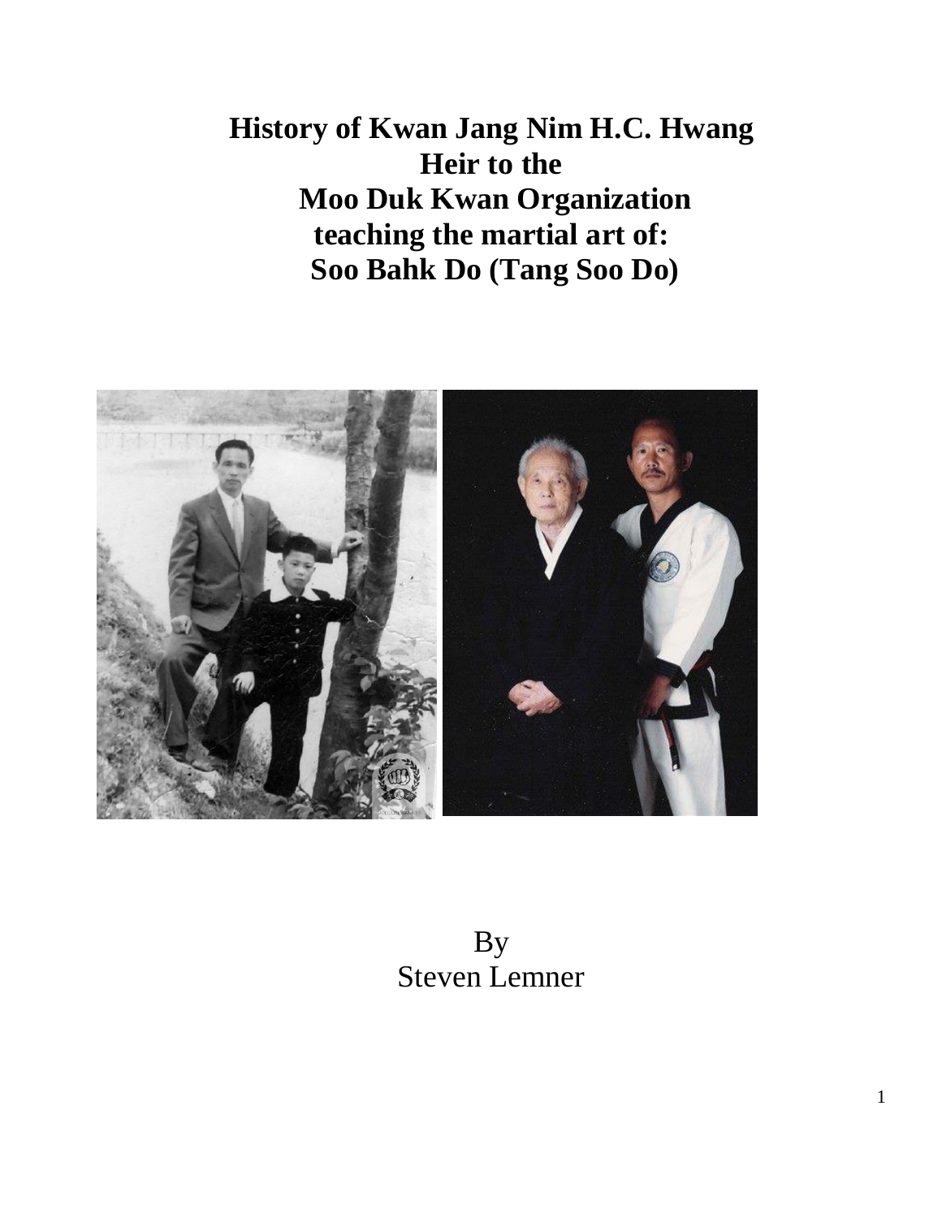# History of Kwan Jang Nim H.C. Hwang Heir to the Moo Duk Kwan Organization teaching the martial art of: Soo Bahk Do (Tang Soo Do)

By
Steven Lemner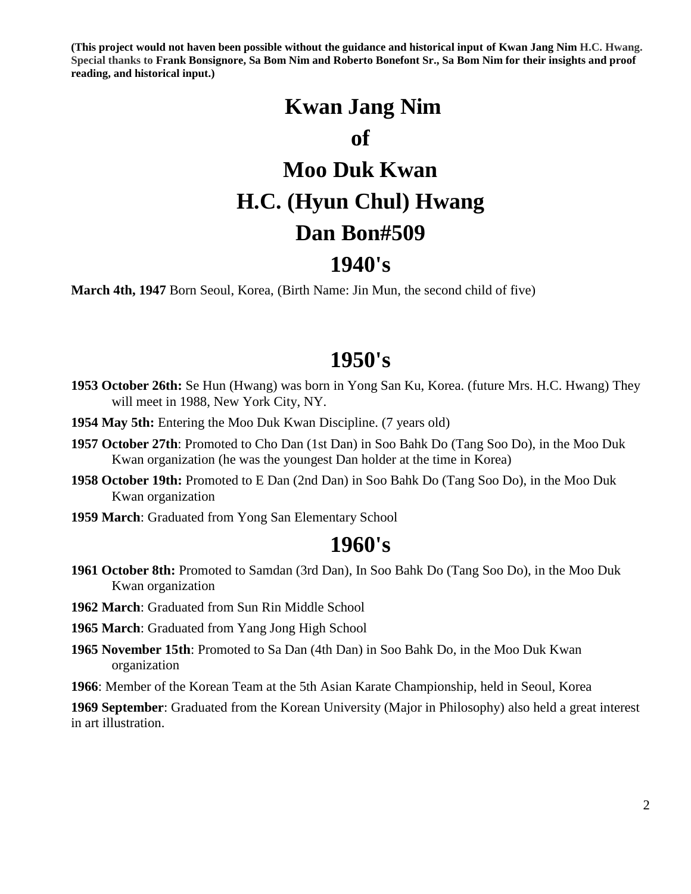**(This project would not haven been possible without the guidance and historical input of Kwan Jang Nim H.C. Hwang. Special thanks to Frank Bonsignore, Sa Bom Nim and Roberto Bonefont Sr., Sa Bom Nim for their insights and proof reading, and historical input.)**

# Kwan Jang Nim

# of

# Moo Duk Kwan

# H.C. (Hyun Chul) Hwang

# Dan Bon#509

## 1940's

**March 4th, 1947** Born Seoul, Korea, (Birth Name: Jin Mun, the second child of five)

## 1950's

**1953 October 26th:** Se Hun (Hwang) was born in Yong San Ku, Korea. (future Mrs. H.C. Hwang) They will meet in 1988, New York City, NY.

**1954 May 5th:** Entering the Moo Duk Kwan Discipline. (7 years old)

**1957 October 27th**: Promoted to Cho Dan (1st Dan) in Soo Bahk Do (Tang Soo Do), in the Moo Duk Kwan organization (he was the youngest Dan holder at the time in Korea)

**1958 October 19th:** Promoted to E Dan (2nd Dan) in Soo Bahk Do (Tang Soo Do), in the Moo Duk Kwan organization

**1959 March**: Graduated from Yong San Elementary School

## 1960's

**1961 October 8th:** Promoted to Samdan (3rd Dan), In Soo Bahk Do (Tang Soo Do), in the Moo Duk Kwan organization

**1962 March**: Graduated from Sun Rin Middle School

**1965 March**: Graduated from Yang Jong High School

**1965 November 15th**: Promoted to Sa Dan (4th Dan) in Soo Bahk Do, in the Moo Duk Kwan organization

**1966**: Member of the Korean Team at the 5th Asian Karate Championship, held in Seoul, Korea

**1969 September**: Graduated from the Korean University (Major in Philosophy) also held a great interest in art illustration.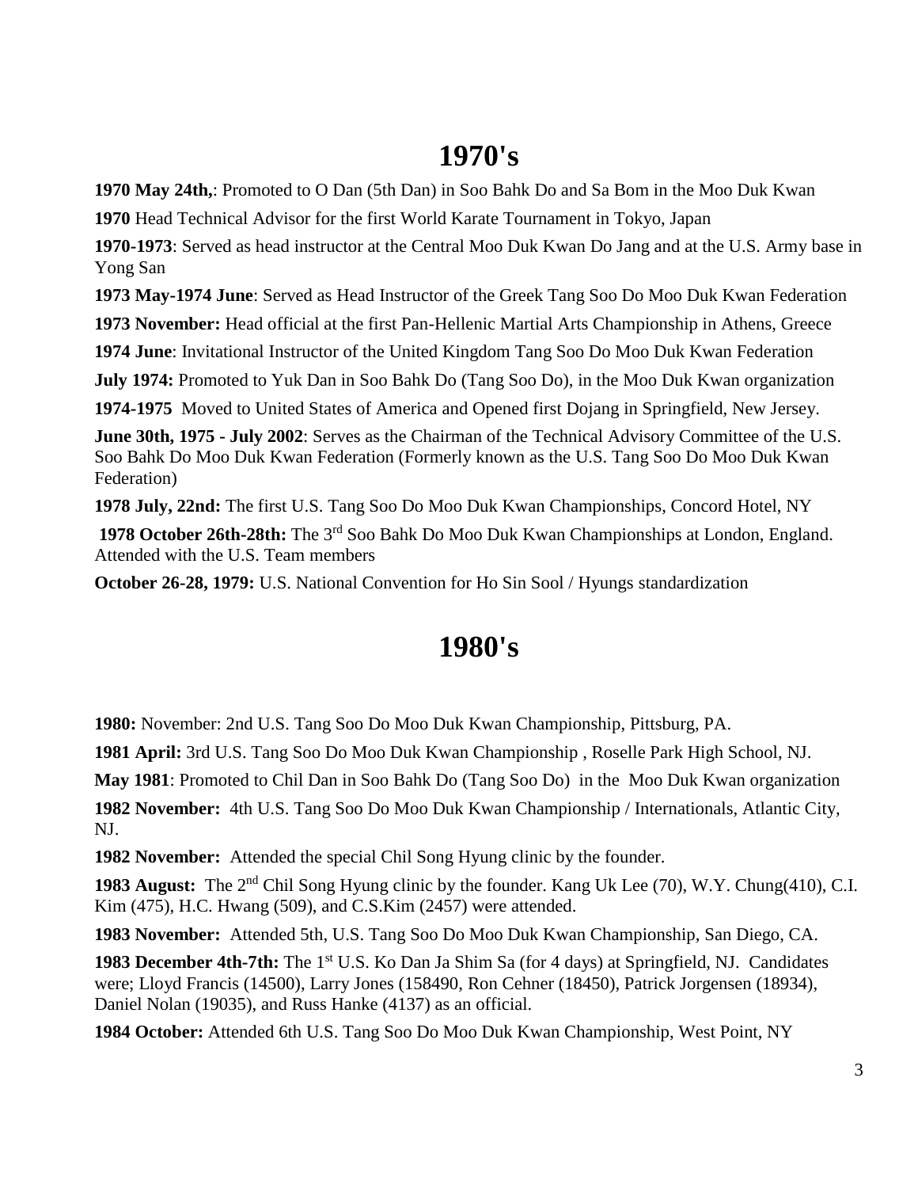# 1970's

**1970 May 24th,**: Promoted to O Dan (5th Dan) in Soo Bahk Do and Sa Bom in the Moo Duk Kwan

**1970** Head Technical Advisor for the first World Karate Tournament in Tokyo, Japan

**1970-1973**: Served as head instructor at the Central Moo Duk Kwan Do Jang and at the U.S. Army base in Yong San

**1973 May-1974 June**: Served as Head Instructor of the Greek Tang Soo Do Moo Duk Kwan Federation

**1973 November:** Head official at the first Pan-Hellenic Martial Arts Championship in Athens, Greece

**1974 June**: Invitational Instructor of the United Kingdom Tang Soo Do Moo Duk Kwan Federation

**July 1974:** Promoted to Yuk Dan in Soo Bahk Do (Tang Soo Do), in the Moo Duk Kwan organization

**1974-1975** Moved to United States of America and Opened first Dojang in Springfield, New Jersey.

**June 30th, 1975 - July 2002**: Serves as the Chairman of the Technical Advisory Committee of the U.S. Soo Bahk Do Moo Duk Kwan Federation (Formerly known as the U.S. Tang Soo Do Moo Duk Kwan Federation)

**1978 July, 22nd:** The first U.S. Tang Soo Do Moo Duk Kwan Championships, Concord Hotel, NY

**1978 October 26th-28th:** The 3rd Soo Bahk Do Moo Duk Kwan Championships at London, England. Attended with the U.S. Team members

**October 26-28, 1979:** U.S. National Convention for Ho Sin Sool / Hyungs standardization

# 1980's

**1980:** November: 2nd U.S. Tang Soo Do Moo Duk Kwan Championship, Pittsburg, PA.

**1981 April:** 3rd U.S. Tang Soo Do Moo Duk Kwan Championship , Roselle Park High School, NJ.

**May 1981**: Promoted to Chil Dan in Soo Bahk Do (Tang Soo Do) in the Moo Duk Kwan organization

**1982 November:** 4th U.S. Tang Soo Do Moo Duk Kwan Championship / Internationals, Atlantic City, NJ.

**1982 November:** Attended the special Chil Song Hyung clinic by the founder.

**1983 August:** The 2nd Chil Song Hyung clinic by the founder. Kang Uk Lee (70), W.Y. Chung(410), C.I. Kim (475), H.C. Hwang (509), and C.S.Kim (2457) were attended.

**1983 November:** Attended 5th, U.S. Tang Soo Do Moo Duk Kwan Championship, San Diego, CA.

**1983 December 4th-7th:** The 1st U.S. Ko Dan Ja Shim Sa (for 4 days) at Springfield, NJ. Candidates were; Lloyd Francis (14500), Larry Jones (158490, Ron Cehner (18450), Patrick Jorgensen (18934), Daniel Nolan (19035), and Russ Hanke (4137) as an official.

**1984 October:** Attended 6th U.S. Tang Soo Do Moo Duk Kwan Championship, West Point, NY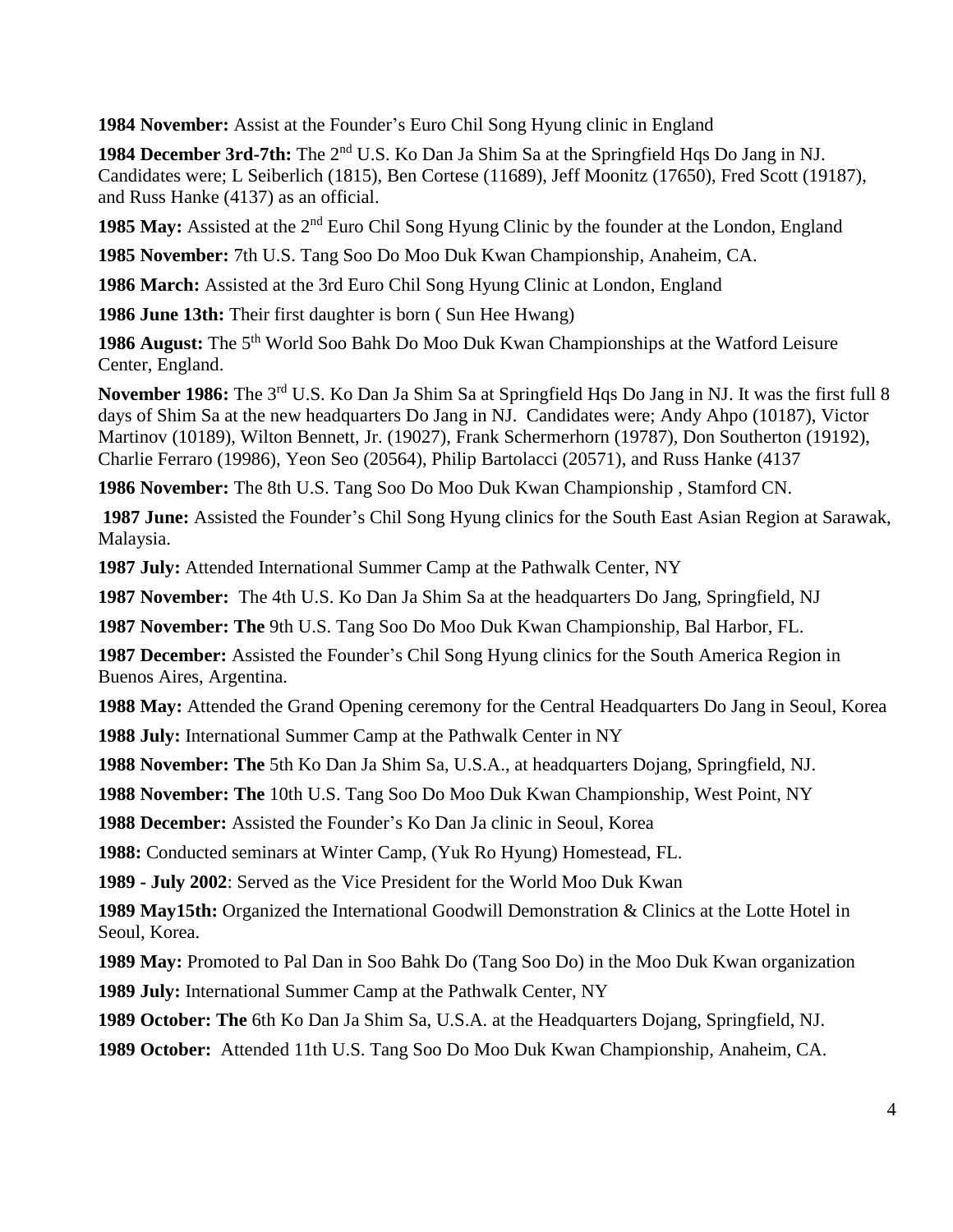**1984 November:** Assist at the Founder's Euro Chil Song Hyung clinic in England

**1984 December 3rd-7th:** The 2nd U.S. Ko Dan Ja Shim Sa at the Springfield Hqs Do Jang in NJ. Candidates were; L Seiberlich (1815), Ben Cortese (11689), Jeff Moonitz (17650), Fred Scott (19187), and Russ Hanke (4137) as an official.

**1985 May:** Assisted at the 2nd Euro Chil Song Hyung Clinic by the founder at the London, England

**1985 November:** 7th U.S. Tang Soo Do Moo Duk Kwan Championship, Anaheim, CA.

**1986 March:** Assisted at the 3rd Euro Chil Song Hyung Clinic at London, England

**1986 June 13th:** Their first daughter is born ( Sun Hee Hwang)

**1986 August:** The 5th World Soo Bahk Do Moo Duk Kwan Championships at the Watford Leisure Center, England.

**November 1986:** The 3rd U.S. Ko Dan Ja Shim Sa at Springfield Hqs Do Jang in NJ. It was the first full 8 days of Shim Sa at the new headquarters Do Jang in NJ. Candidates were; Andy Ahpo (10187), Victor Martinov (10189), Wilton Bennett, Jr. (19027), Frank Schermerhorn (19787), Don Southerton (19192), Charlie Ferraro (19986), Yeon Seo (20564), Philip Bartolacci (20571), and Russ Hanke (4137

**1986 November:** The 8th U.S. Tang Soo Do Moo Duk Kwan Championship , Stamford CN.

**1987 June:** Assisted the Founder's Chil Song Hyung clinics for the South East Asian Region at Sarawak, Malaysia.

**1987 July:** Attended International Summer Camp at the Pathwalk Center, NY

**1987 November:** The 4th U.S. Ko Dan Ja Shim Sa at the headquarters Do Jang, Springfield, NJ

**1987 November: The** 9th U.S. Tang Soo Do Moo Duk Kwan Championship, Bal Harbor, FL.

**1987 December:** Assisted the Founder's Chil Song Hyung clinics for the South America Region in Buenos Aires, Argentina.

**1988 May:** Attended the Grand Opening ceremony for the Central Headquarters Do Jang in Seoul, Korea

**1988 July:** International Summer Camp at the Pathwalk Center in NY

**1988 November: The** 5th Ko Dan Ja Shim Sa, U.S.A., at headquarters Dojang, Springfield, NJ.

**1988 November: The** 10th U.S. Tang Soo Do Moo Duk Kwan Championship, West Point, NY

**1988 December:** Assisted the Founder's Ko Dan Ja clinic in Seoul, Korea

**1988:** Conducted seminars at Winter Camp, (Yuk Ro Hyung) Homestead, FL.

**1989 - July 2002**: Served as the Vice President for the World Moo Duk Kwan

**1989 May15th:** Organized the International Goodwill Demonstration & Clinics at the Lotte Hotel in Seoul, Korea.

**1989 May:** Promoted to Pal Dan in Soo Bahk Do (Tang Soo Do) in the Moo Duk Kwan organization

**1989 July:** International Summer Camp at the Pathwalk Center, NY

**1989 October: The** 6th Ko Dan Ja Shim Sa, U.S.A. at the Headquarters Dojang, Springfield, NJ.

**1989 October:** Attended 11th U.S. Tang Soo Do Moo Duk Kwan Championship, Anaheim, CA.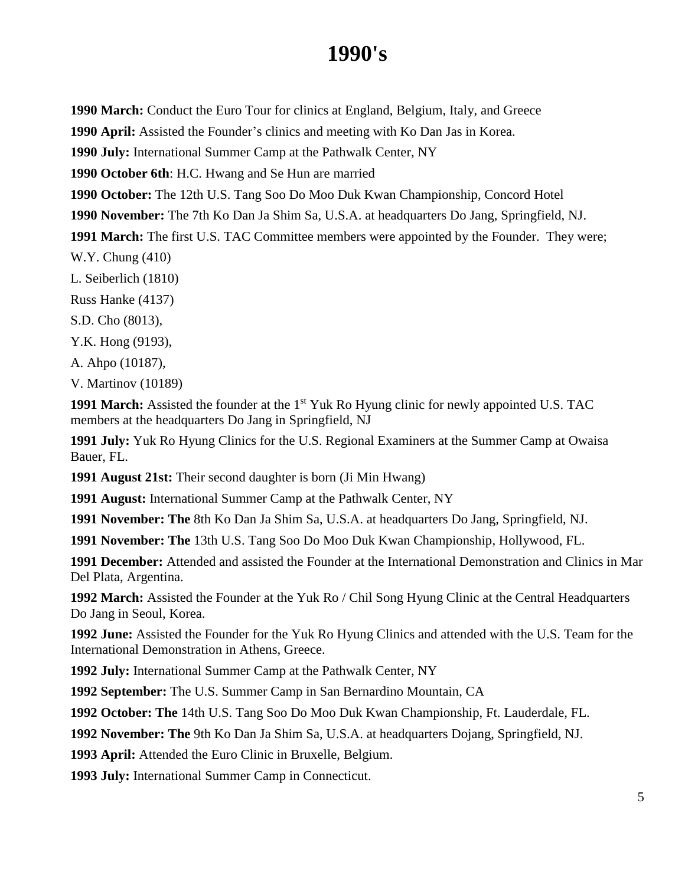# 1990's

**1990 March:** Conduct the Euro Tour for clinics at England, Belgium, Italy, and Greece

**1990 April:** Assisted the Founder's clinics and meeting with Ko Dan Jas in Korea.

**1990 July:** International Summer Camp at the Pathwalk Center, NY

**1990 October 6th**: H.C. Hwang and Se Hun are married

**1990 October:** The 12th U.S. Tang Soo Do Moo Duk Kwan Championship, Concord Hotel

**1990 November:** The 7th Ko Dan Ja Shim Sa, U.S.A. at headquarters Do Jang, Springfield, NJ.

**1991 March:** The first U.S. TAC Committee members were appointed by the Founder. They were;

W.Y. Chung (410)

L. Seiberlich (1810)

Russ Hanke (4137)

S.D. Cho (8013),

Y.K. Hong (9193),

A. Ahpo (10187),

V. Martinov (10189)

**1991 March:** Assisted the founder at the 1st Yuk Ro Hyung clinic for newly appointed U.S. TAC members at the headquarters Do Jang in Springfield, NJ

**1991 July:** Yuk Ro Hyung Clinics for the U.S. Regional Examiners at the Summer Camp at Owaisa Bauer, FL.

**1991 August 21st:** Their second daughter is born (Ji Min Hwang)

**1991 August:** International Summer Camp at the Pathwalk Center, NY

**1991 November: The** 8th Ko Dan Ja Shim Sa, U.S.A. at headquarters Do Jang, Springfield, NJ.

**1991 November: The** 13th U.S. Tang Soo Do Moo Duk Kwan Championship, Hollywood, FL.

**1991 December:** Attended and assisted the Founder at the International Demonstration and Clinics in Mar Del Plata, Argentina.

**1992 March:** Assisted the Founder at the Yuk Ro / Chil Song Hyung Clinic at the Central Headquarters Do Jang in Seoul, Korea.

**1992 June:** Assisted the Founder for the Yuk Ro Hyung Clinics and attended with the U.S. Team for the International Demonstration in Athens, Greece.

**1992 July:** International Summer Camp at the Pathwalk Center, NY

**1992 September:** The U.S. Summer Camp in San Bernardino Mountain, CA

**1992 October: The** 14th U.S. Tang Soo Do Moo Duk Kwan Championship, Ft. Lauderdale, FL.

**1992 November: The** 9th Ko Dan Ja Shim Sa, U.S.A. at headquarters Dojang, Springfield, NJ.

**1993 April:** Attended the Euro Clinic in Bruxelle, Belgium.

**1993 July:** International Summer Camp in Connecticut.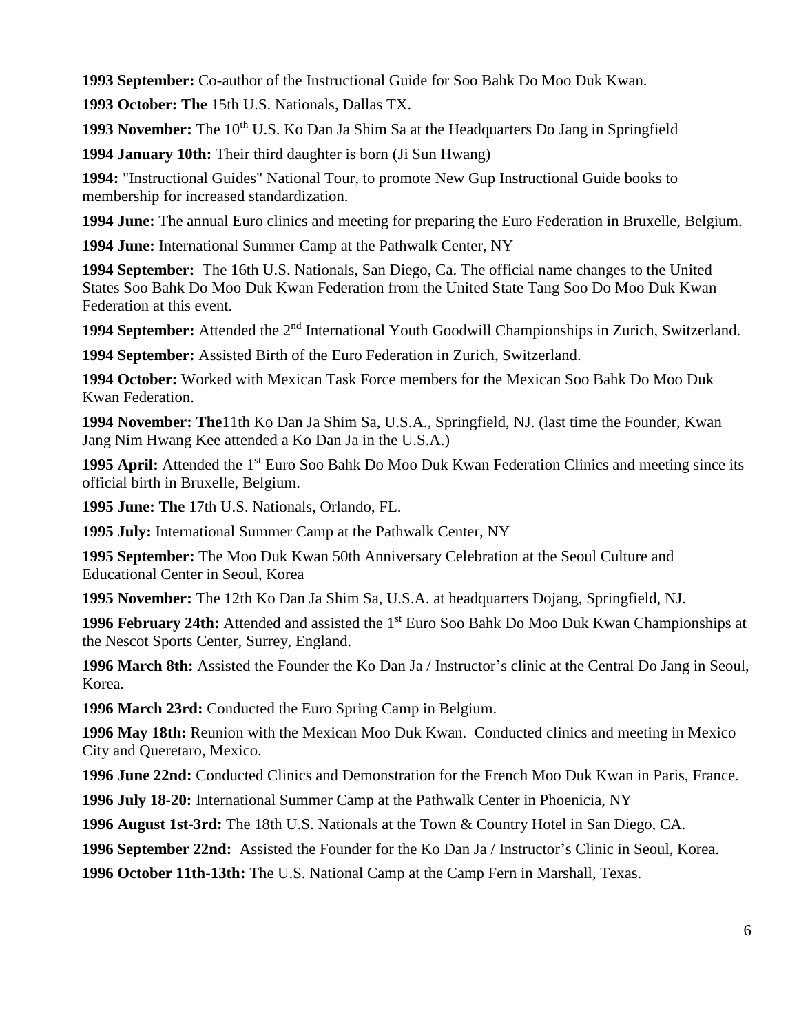**1993 September:** Co-author of the Instructional Guide for Soo Bahk Do Moo Duk Kwan.

**1993 October: The** 15th U.S. Nationals, Dallas TX.

**1993 November:** The 10th U.S. Ko Dan Ja Shim Sa at the Headquarters Do Jang in Springfield

**1994 January 10th:** Their third daughter is born (Ji Sun Hwang)

**1994:** "Instructional Guides" National Tour, to promote New Gup Instructional Guide books to membership for increased standardization.

**1994 June:** The annual Euro clinics and meeting for preparing the Euro Federation in Bruxelle, Belgium.

**1994 June:** International Summer Camp at the Pathwalk Center, NY

**1994 September:** The 16th U.S. Nationals, San Diego, Ca. The official name changes to the United States Soo Bahk Do Moo Duk Kwan Federation from the United State Tang Soo Do Moo Duk Kwan Federation at this event.

**1994 September:** Attended the 2nd International Youth Goodwill Championships in Zurich, Switzerland.

**1994 September:** Assisted Birth of the Euro Federation in Zurich, Switzerland.

**1994 October:** Worked with Mexican Task Force members for the Mexican Soo Bahk Do Moo Duk Kwan Federation.

**1994 November: The**11th Ko Dan Ja Shim Sa, U.S.A., Springfield, NJ. (last time the Founder, Kwan Jang Nim Hwang Kee attended a Ko Dan Ja in the U.S.A.)

**1995 April:** Attended the 1st Euro Soo Bahk Do Moo Duk Kwan Federation Clinics and meeting since its official birth in Bruxelle, Belgium.

**1995 June: The** 17th U.S. Nationals, Orlando, FL.

**1995 July:** International Summer Camp at the Pathwalk Center, NY

**1995 September:** The Moo Duk Kwan 50th Anniversary Celebration at the Seoul Culture and Educational Center in Seoul, Korea

**1995 November:** The 12th Ko Dan Ja Shim Sa, U.S.A. at headquarters Dojang, Springfield, NJ.

**1996 February 24th:** Attended and assisted the 1st Euro Soo Bahk Do Moo Duk Kwan Championships at the Nescot Sports Center, Surrey, England.

**1996 March 8th:** Assisted the Founder the Ko Dan Ja / Instructor's clinic at the Central Do Jang in Seoul, Korea.

**1996 March 23rd:** Conducted the Euro Spring Camp in Belgium.

**1996 May 18th:** Reunion with the Mexican Moo Duk Kwan. Conducted clinics and meeting in Mexico City and Queretaro, Mexico.

**1996 June 22nd:** Conducted Clinics and Demonstration for the French Moo Duk Kwan in Paris, France.

**1996 July 18-20:** International Summer Camp at the Pathwalk Center in Phoenicia, NY

**1996 August 1st-3rd:** The 18th U.S. Nationals at the Town & Country Hotel in San Diego, CA.

**1996 September 22nd:** Assisted the Founder for the Ko Dan Ja / Instructor's Clinic in Seoul, Korea.

**1996 October 11th-13th:** The U.S. National Camp at the Camp Fern in Marshall, Texas.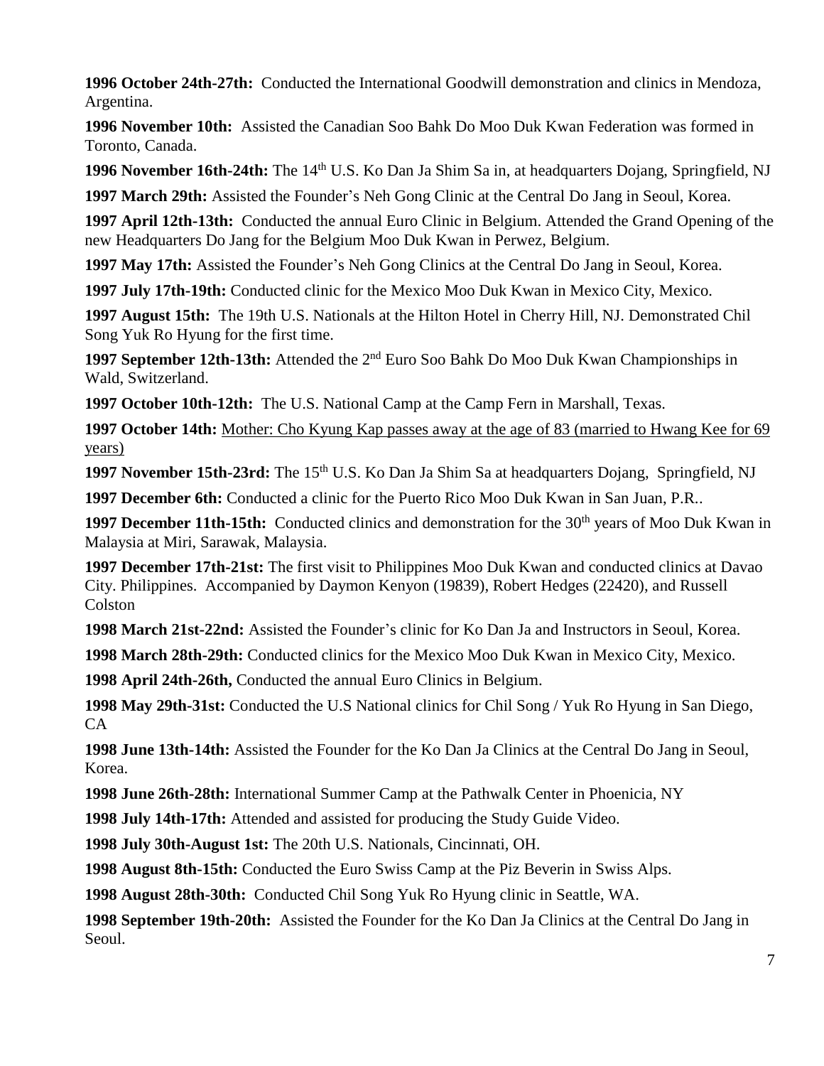**1996 October 24th-27th:** Conducted the International Goodwill demonstration and clinics in Mendoza, Argentina.

**1996 November 10th:** Assisted the Canadian Soo Bahk Do Moo Duk Kwan Federation was formed in Toronto, Canada.

**1996 November 16th-24th:** The 14th U.S. Ko Dan Ja Shim Sa in, at headquarters Dojang, Springfield, NJ

**1997 March 29th:** Assisted the Founder's Neh Gong Clinic at the Central Do Jang in Seoul, Korea.

**1997 April 12th-13th:** Conducted the annual Euro Clinic in Belgium. Attended the Grand Opening of the new Headquarters Do Jang for the Belgium Moo Duk Kwan in Perwez, Belgium.

**1997 May 17th:** Assisted the Founder's Neh Gong Clinics at the Central Do Jang in Seoul, Korea.

**1997 July 17th-19th:** Conducted clinic for the Mexico Moo Duk Kwan in Mexico City, Mexico.

**1997 August 15th:** The 19th U.S. Nationals at the Hilton Hotel in Cherry Hill, NJ. Demonstrated Chil Song Yuk Ro Hyung for the first time.

**1997 September 12th-13th:** Attended the 2nd Euro Soo Bahk Do Moo Duk Kwan Championships in Wald, Switzerland.

**1997 October 10th-12th:** The U.S. National Camp at the Camp Fern in Marshall, Texas.

**1997 October 14th:** Mother: Cho Kyung Kap passes away at the age of 83 (married to Hwang Kee for 69 years)

**1997 November 15th-23rd:** The 15th U.S. Ko Dan Ja Shim Sa at headquarters Dojang, Springfield, NJ

**1997 December 6th:** Conducted a clinic for the Puerto Rico Moo Duk Kwan in San Juan, P.R..

**1997 December 11th-15th:** Conducted clinics and demonstration for the 30th years of Moo Duk Kwan in Malaysia at Miri, Sarawak, Malaysia.

**1997 December 17th-21st:** The first visit to Philippines Moo Duk Kwan and conducted clinics at Davao City. Philippines. Accompanied by Daymon Kenyon (19839), Robert Hedges (22420), and Russell Colston

**1998 March 21st-22nd:** Assisted the Founder's clinic for Ko Dan Ja and Instructors in Seoul, Korea.

**1998 March 28th-29th:** Conducted clinics for the Mexico Moo Duk Kwan in Mexico City, Mexico.

**1998 April 24th-26th,** Conducted the annual Euro Clinics in Belgium.

**1998 May 29th-31st:** Conducted the U.S National clinics for Chil Song / Yuk Ro Hyung in San Diego, CA

**1998 June 13th-14th:** Assisted the Founder for the Ko Dan Ja Clinics at the Central Do Jang in Seoul, Korea.

**1998 June 26th-28th:** International Summer Camp at the Pathwalk Center in Phoenicia, NY

**1998 July 14th-17th:** Attended and assisted for producing the Study Guide Video.

**1998 July 30th-August 1st:** The 20th U.S. Nationals, Cincinnati, OH.

**1998 August 8th-15th:** Conducted the Euro Swiss Camp at the Piz Beverin in Swiss Alps.

**1998 August 28th-30th:** Conducted Chil Song Yuk Ro Hyung clinic in Seattle, WA.

**1998 September 19th-20th:** Assisted the Founder for the Ko Dan Ja Clinics at the Central Do Jang in Seoul.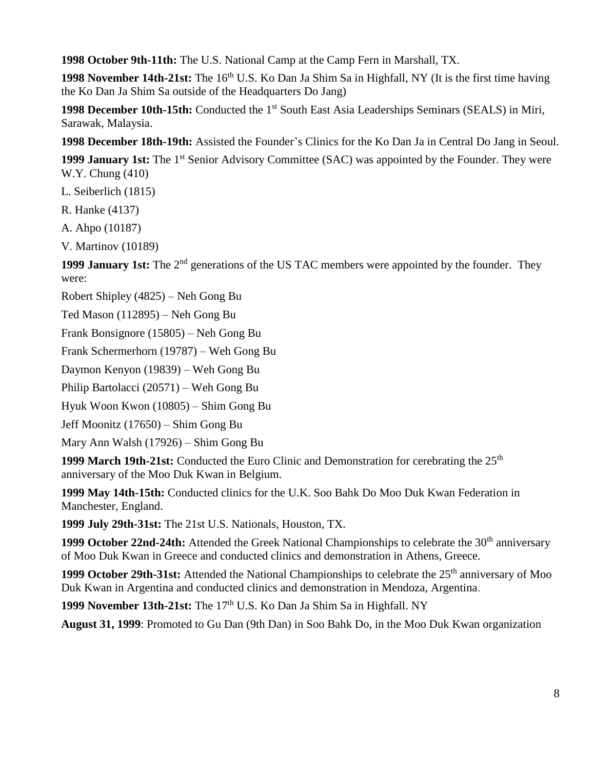**1998 October 9th-11th:** The U.S. National Camp at the Camp Fern in Marshall, TX.

**1998 November 14th-21st:** The 16th U.S. Ko Dan Ja Shim Sa in Highfall, NY (It is the first time having the Ko Dan Ja Shim Sa outside of the Headquarters Do Jang)

**1998 December 10th-15th:** Conducted the 1st South East Asia Leaderships Seminars (SEALS) in Miri, Sarawak, Malaysia.

**1998 December 18th-19th:** Assisted the Founder's Clinics for the Ko Dan Ja in Central Do Jang in Seoul.

**1999 January 1st:** The 1st Senior Advisory Committee (SAC) was appointed by the Founder. They were W.Y. Chung (410)

L. Seiberlich (1815)

R. Hanke (4137)

A. Ahpo (10187)

V. Martinov (10189)

**1999 January 1st:** The 2nd generations of the US TAC members were appointed by the founder. They were:

Robert Shipley (4825) – Neh Gong Bu

Ted Mason (112895) – Neh Gong Bu

Frank Bonsignore (15805) – Neh Gong Bu

Frank Schermerhorn (19787) – Weh Gong Bu

Daymon Kenyon (19839) – Weh Gong Bu

Philip Bartolacci (20571) – Weh Gong Bu

Hyuk Woon Kwon (10805) – Shim Gong Bu

Jeff Moonitz (17650) – Shim Gong Bu

Mary Ann Walsh (17926) – Shim Gong Bu

**1999 March 19th-21st:** Conducted the Euro Clinic and Demonstration for cerebrating the 25th anniversary of the Moo Duk Kwan in Belgium.

**1999 May 14th-15th:** Conducted clinics for the U.K. Soo Bahk Do Moo Duk Kwan Federation in Manchester, England.

**1999 July 29th-31st:** The 21st U.S. Nationals, Houston, TX.

**1999 October 22nd-24th:** Attended the Greek National Championships to celebrate the 30th anniversary of Moo Duk Kwan in Greece and conducted clinics and demonstration in Athens, Greece.

**1999 October 29th-31st:** Attended the National Championships to celebrate the 25th anniversary of Moo Duk Kwan in Argentina and conducted clinics and demonstration in Mendoza, Argentina.

**1999 November 13th-21st:** The 17th U.S. Ko Dan Ja Shim Sa in Highfall. NY

**August 31, 1999**: Promoted to Gu Dan (9th Dan) in Soo Bahk Do, in the Moo Duk Kwan organization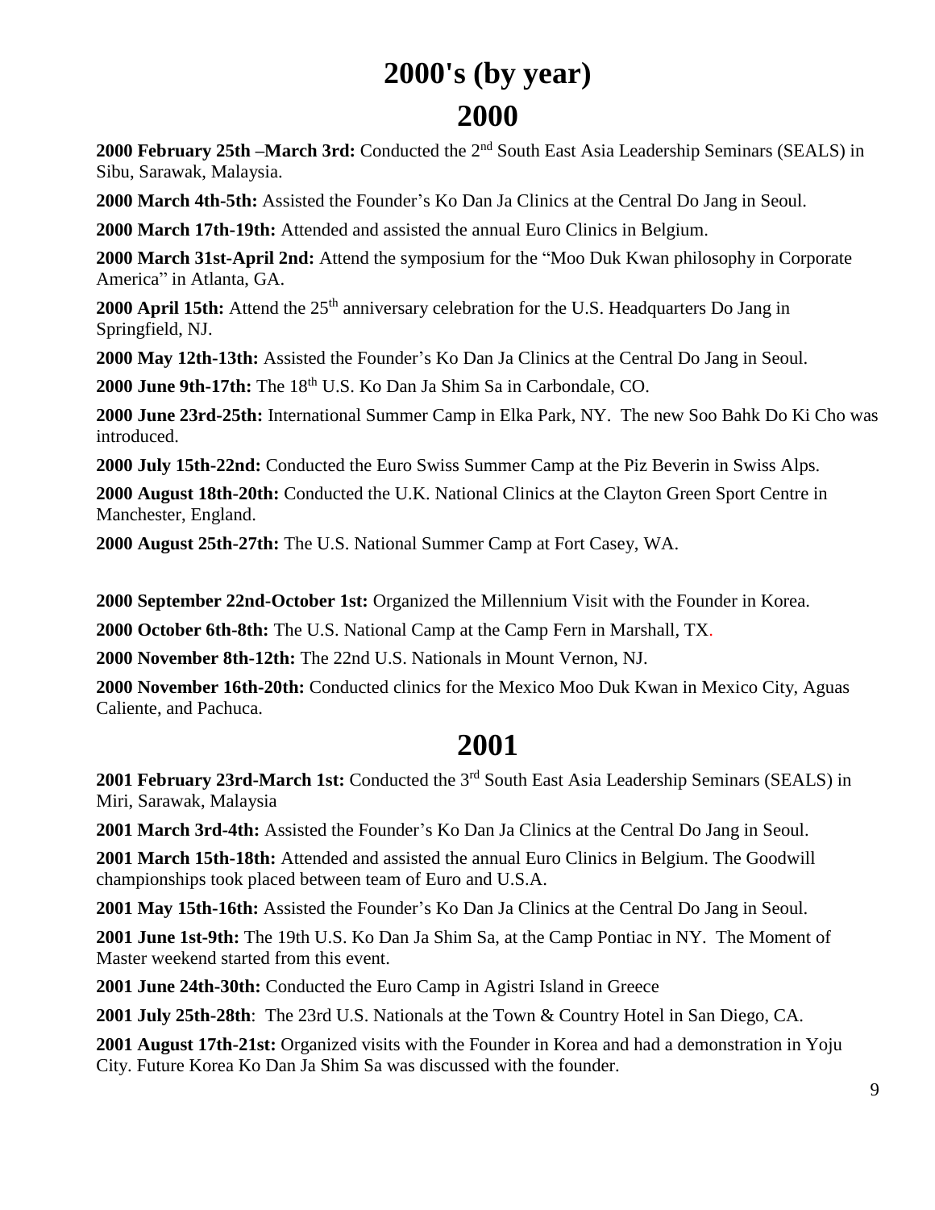# 2000's (by year)

## 2000

**2000 February 25th –March 3rd:** Conducted the 2nd South East Asia Leadership Seminars (SEALS) in Sibu, Sarawak, Malaysia.

**2000 March 4th-5th:** Assisted the Founder's Ko Dan Ja Clinics at the Central Do Jang in Seoul.

**2000 March 17th-19th:** Attended and assisted the annual Euro Clinics in Belgium.

**2000 March 31st-April 2nd:** Attend the symposium for the "Moo Duk Kwan philosophy in Corporate America" in Atlanta, GA.

**2000 April 15th:** Attend the 25th anniversary celebration for the U.S. Headquarters Do Jang in Springfield, NJ.

**2000 May 12th-13th:** Assisted the Founder's Ko Dan Ja Clinics at the Central Do Jang in Seoul.

**2000 June 9th-17th:** The 18th U.S. Ko Dan Ja Shim Sa in Carbondale, CO.

**2000 June 23rd-25th:** International Summer Camp in Elka Park, NY. The new Soo Bahk Do Ki Cho was introduced.

**2000 July 15th-22nd:** Conducted the Euro Swiss Summer Camp at the Piz Beverin in Swiss Alps.

**2000 August 18th-20th:** Conducted the U.K. National Clinics at the Clayton Green Sport Centre in Manchester, England.

**2000 August 25th-27th:** The U.S. National Summer Camp at Fort Casey, WA.

**2000 September 22nd-October 1st:** Organized the Millennium Visit with the Founder in Korea.

**2000 October 6th-8th:** The U.S. National Camp at the Camp Fern in Marshall, TX.

**2000 November 8th-12th:** The 22nd U.S. Nationals in Mount Vernon, NJ.

**2000 November 16th-20th:** Conducted clinics for the Mexico Moo Duk Kwan in Mexico City, Aguas Caliente, and Pachuca.

## 2001

**2001 February 23rd-March 1st:** Conducted the 3rd South East Asia Leadership Seminars (SEALS) in Miri, Sarawak, Malaysia

**2001 March 3rd-4th:** Assisted the Founder's Ko Dan Ja Clinics at the Central Do Jang in Seoul.

**2001 March 15th-18th:** Attended and assisted the annual Euro Clinics in Belgium. The Goodwill championships took placed between team of Euro and U.S.A.

**2001 May 15th-16th:** Assisted the Founder's Ko Dan Ja Clinics at the Central Do Jang in Seoul.

**2001 June 1st-9th:** The 19th U.S. Ko Dan Ja Shim Sa, at the Camp Pontiac in NY. The Moment of Master weekend started from this event.

**2001 June 24th-30th:** Conducted the Euro Camp in Agistri Island in Greece

**2001 July 25th-28th**: The 23rd U.S. Nationals at the Town & Country Hotel in San Diego, CA.

**2001 August 17th-21st:** Organized visits with the Founder in Korea and had a demonstration in Yoju City. Future Korea Ko Dan Ja Shim Sa was discussed with the founder.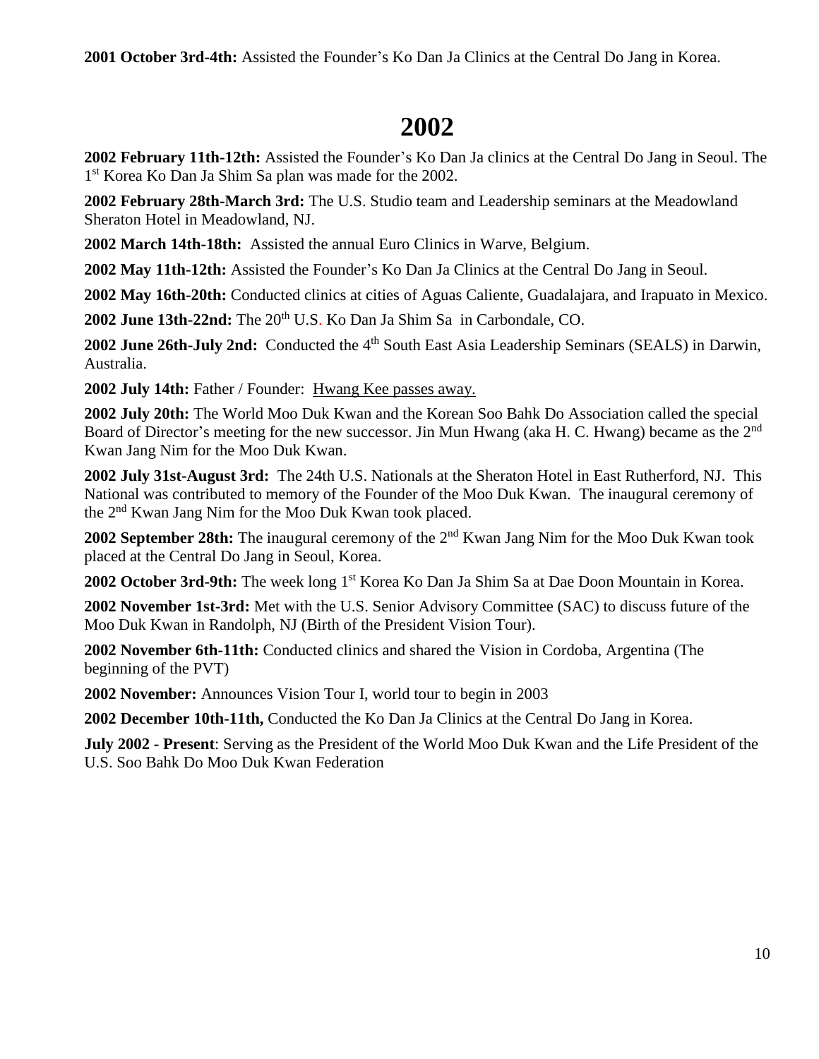**2001 October 3rd-4th:** Assisted the Founder's Ko Dan Ja Clinics at the Central Do Jang in Korea.

# 2002

**2002 February 11th-12th:** Assisted the Founder's Ko Dan Ja clinics at the Central Do Jang in Seoul. The 1st Korea Ko Dan Ja Shim Sa plan was made for the 2002.

**2002 February 28th-March 3rd:** The U.S. Studio team and Leadership seminars at the Meadowland Sheraton Hotel in Meadowland, NJ.

**2002 March 14th-18th:** Assisted the annual Euro Clinics in Warve, Belgium.

**2002 May 11th-12th:** Assisted the Founder's Ko Dan Ja Clinics at the Central Do Jang in Seoul.

**2002 May 16th-20th:** Conducted clinics at cities of Aguas Caliente, Guadalajara, and Irapuato in Mexico.

**2002 June 13th-22nd:** The 20th U.S. Ko Dan Ja Shim Sa in Carbondale, CO.

**2002 June 26th-July 2nd:** Conducted the 4th South East Asia Leadership Seminars (SEALS) in Darwin, Australia.

**2002 July 14th:** Father / Founder: Hwang Kee passes away.

**2002 July 20th:** The World Moo Duk Kwan and the Korean Soo Bahk Do Association called the special Board of Director's meeting for the new successor. Jin Mun Hwang (aka H. C. Hwang) became as the 2nd Kwan Jang Nim for the Moo Duk Kwan.

**2002 July 31st-August 3rd:** The 24th U.S. Nationals at the Sheraton Hotel in East Rutherford, NJ. This National was contributed to memory of the Founder of the Moo Duk Kwan. The inaugural ceremony of the 2nd Kwan Jang Nim for the Moo Duk Kwan took placed.

**2002 September 28th:** The inaugural ceremony of the 2nd Kwan Jang Nim for the Moo Duk Kwan took placed at the Central Do Jang in Seoul, Korea.

**2002 October 3rd-9th:** The week long 1st Korea Ko Dan Ja Shim Sa at Dae Doon Mountain in Korea.

**2002 November 1st-3rd:** Met with the U.S. Senior Advisory Committee (SAC) to discuss future of the Moo Duk Kwan in Randolph, NJ (Birth of the President Vision Tour).

**2002 November 6th-11th:** Conducted clinics and shared the Vision in Cordoba, Argentina (The beginning of the PVT)

**2002 November:** Announces Vision Tour I, world tour to begin in 2003

**2002 December 10th-11th,** Conducted the Ko Dan Ja Clinics at the Central Do Jang in Korea.

**July 2002 - Present**: Serving as the President of the World Moo Duk Kwan and the Life President of the U.S. Soo Bahk Do Moo Duk Kwan Federation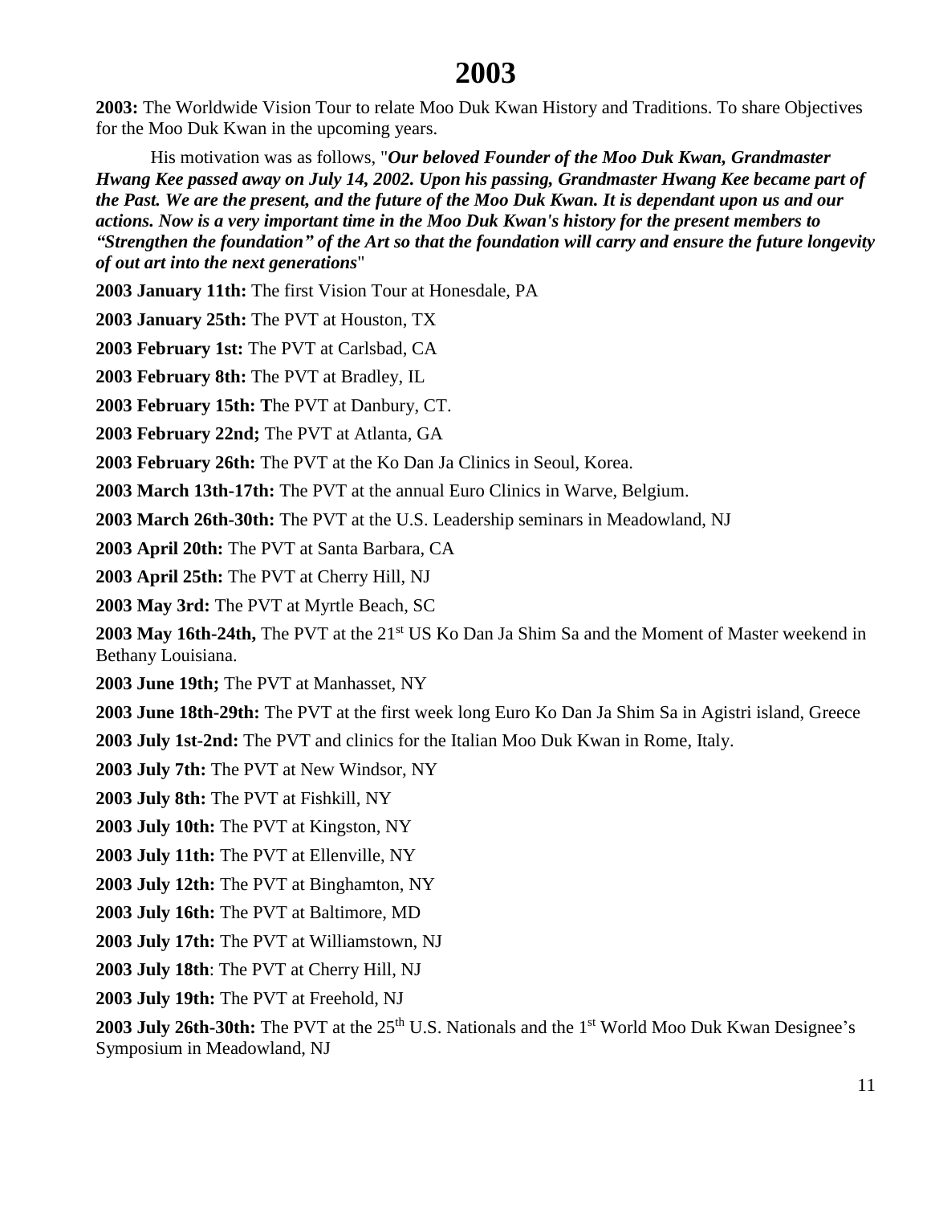# 2003

**2003:** The Worldwide Vision Tour to relate Moo Duk Kwan History and Traditions. To share Objectives for the Moo Duk Kwan in the upcoming years.

His motivation was as follows, "***Our beloved Founder of the Moo Duk Kwan, Grandmaster Hwang Kee passed away on July 14, 2002. Upon his passing, Grandmaster Hwang Kee became part of the Past. We are the present, and the future of the Moo Duk Kwan. It is dependant upon us and our actions. Now is a very important time in the Moo Duk Kwan's history for the present members to "Strengthen the foundation" of the Art so that the foundation will carry and ensure the future longevity of out art into the next generations***"

**2003 January 11th:** The first Vision Tour at Honesdale, PA

**2003 January 25th:** The PVT at Houston, TX

**2003 February 1st:** The PVT at Carlsbad, CA

**2003 February 8th:** The PVT at Bradley, IL

**2003 February 15th: T**he PVT at Danbury, CT.

**2003 February 22nd;** The PVT at Atlanta, GA

**2003 February 26th:** The PVT at the Ko Dan Ja Clinics in Seoul, Korea.

**2003 March 13th-17th:** The PVT at the annual Euro Clinics in Warve, Belgium.

**2003 March 26th-30th:** The PVT at the U.S. Leadership seminars in Meadowland, NJ

**2003 April 20th:** The PVT at Santa Barbara, CA

**2003 April 25th:** The PVT at Cherry Hill, NJ

**2003 May 3rd:** The PVT at Myrtle Beach, SC

**2003 May 16th-24th,** The PVT at the 21st US Ko Dan Ja Shim Sa and the Moment of Master weekend in Bethany Louisiana.

**2003 June 19th;** The PVT at Manhasset, NY

**2003 June 18th-29th:** The PVT at the first week long Euro Ko Dan Ja Shim Sa in Agistri island, Greece

**2003 July 1st-2nd:** The PVT and clinics for the Italian Moo Duk Kwan in Rome, Italy.

**2003 July 7th:** The PVT at New Windsor, NY

**2003 July 8th:** The PVT at Fishkill, NY

**2003 July 10th:** The PVT at Kingston, NY

**2003 July 11th:** The PVT at Ellenville, NY

**2003 July 12th:** The PVT at Binghamton, NY

**2003 July 16th:** The PVT at Baltimore, MD

**2003 July 17th:** The PVT at Williamstown, NJ

**2003 July 18th**: The PVT at Cherry Hill, NJ

**2003 July 19th:** The PVT at Freehold, NJ

**2003 July 26th-30th:** The PVT at the 25th U.S. Nationals and the 1st World Moo Duk Kwan Designee's Symposium in Meadowland, NJ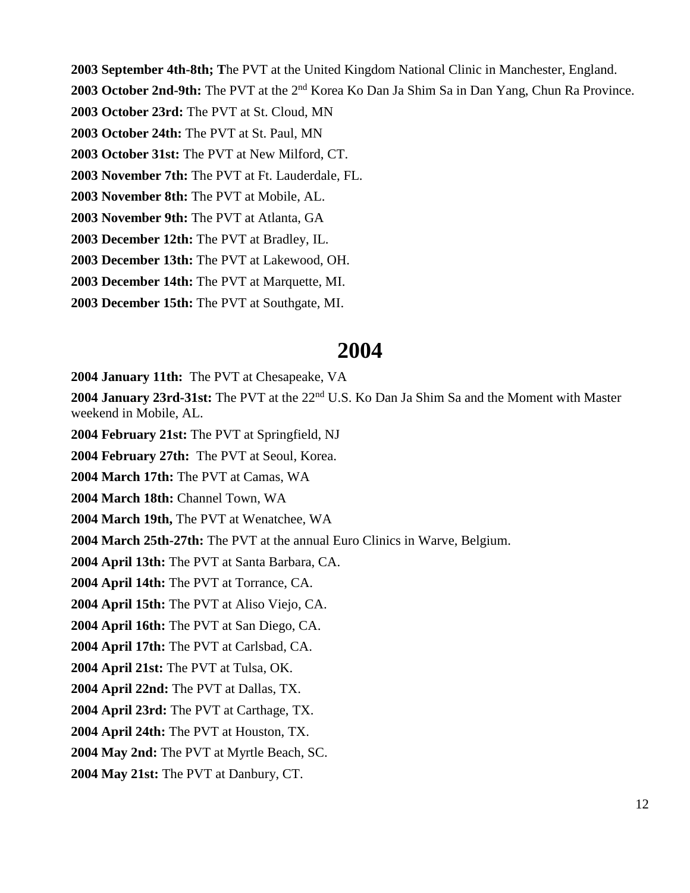**2003 September 4th-8th; T**he PVT at the United Kingdom National Clinic in Manchester, England.

**2003 October 2nd-9th:** The PVT at the 2nd Korea Ko Dan Ja Shim Sa in Dan Yang, Chun Ra Province.

**2003 October 23rd:** The PVT at St. Cloud, MN

**2003 October 24th:** The PVT at St. Paul, MN

**2003 October 31st:** The PVT at New Milford, CT.

**2003 November 7th:** The PVT at Ft. Lauderdale, FL.

**2003 November 8th:** The PVT at Mobile, AL.

**2003 November 9th:** The PVT at Atlanta, GA

**2003 December 12th:** The PVT at Bradley, IL.

**2003 December 13th:** The PVT at Lakewood, OH.

**2003 December 14th:** The PVT at Marquette, MI.

**2003 December 15th:** The PVT at Southgate, MI.

# 2004

**2004 January 11th:** The PVT at Chesapeake, VA

**2004 January 23rd-31st:** The PVT at the 22nd U.S. Ko Dan Ja Shim Sa and the Moment with Master weekend in Mobile, AL.

**2004 February 21st:** The PVT at Springfield, NJ

**2004 February 27th:** The PVT at Seoul, Korea.

**2004 March 17th:** The PVT at Camas, WA

**2004 March 18th:** Channel Town, WA

**2004 March 19th,** The PVT at Wenatchee, WA

**2004 March 25th-27th:** The PVT at the annual Euro Clinics in Warve, Belgium.

**2004 April 13th:** The PVT at Santa Barbara, CA.

**2004 April 14th:** The PVT at Torrance, CA.

**2004 April 15th:** The PVT at Aliso Viejo, CA.

**2004 April 16th:** The PVT at San Diego, CA.

**2004 April 17th:** The PVT at Carlsbad, CA.

**2004 April 21st:** The PVT at Tulsa, OK.

**2004 April 22nd:** The PVT at Dallas, TX.

**2004 April 23rd:** The PVT at Carthage, TX.

**2004 April 24th:** The PVT at Houston, TX.

**2004 May 2nd:** The PVT at Myrtle Beach, SC.

**2004 May 21st:** The PVT at Danbury, CT.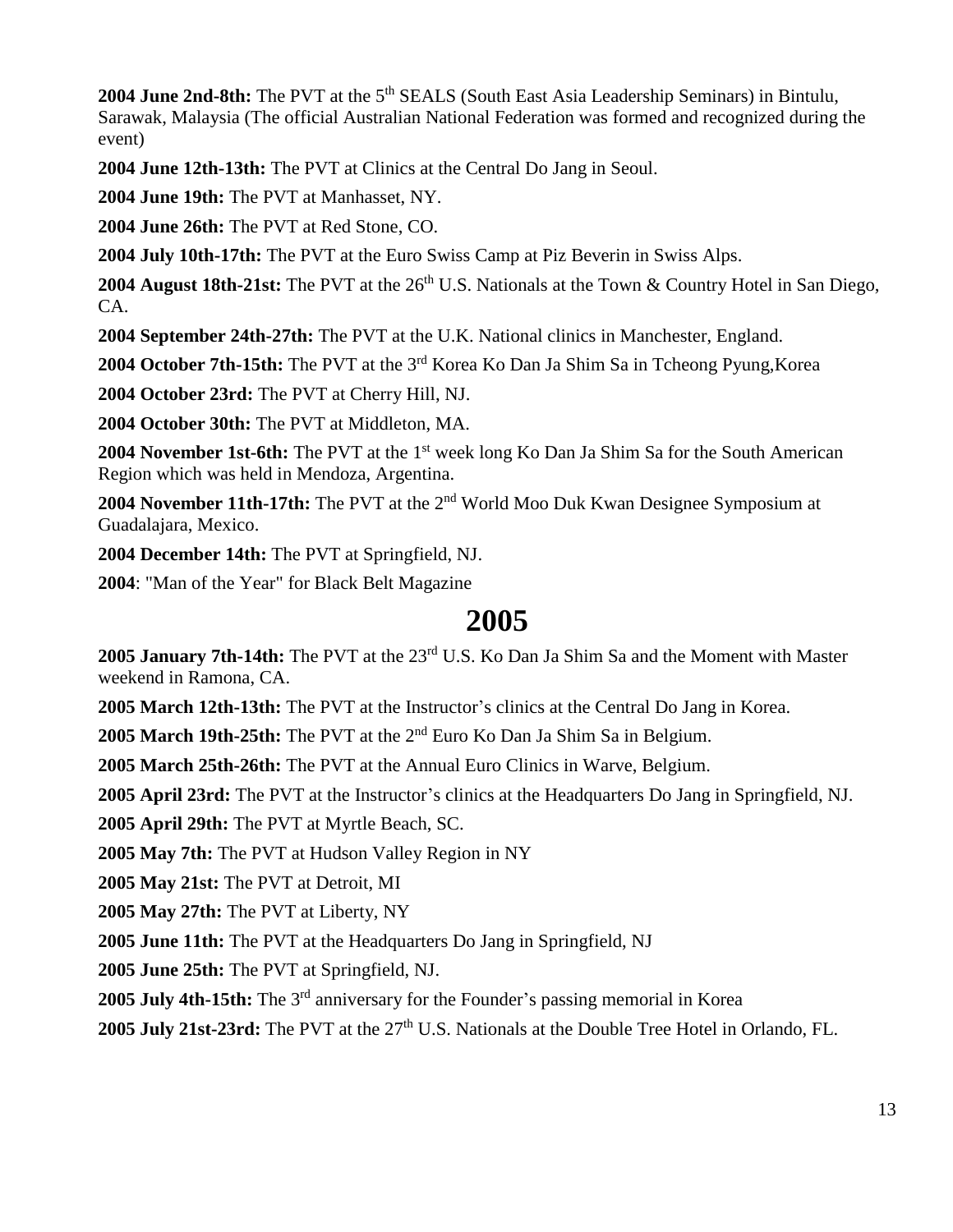**2004 June 2nd-8th:** The PVT at the 5th SEALS (South East Asia Leadership Seminars) in Bintulu, Sarawak, Malaysia (The official Australian National Federation was formed and recognized during the event)

**2004 June 12th-13th:** The PVT at Clinics at the Central Do Jang in Seoul.

**2004 June 19th:** The PVT at Manhasset, NY.

**2004 June 26th:** The PVT at Red Stone, CO.

**2004 July 10th-17th:** The PVT at the Euro Swiss Camp at Piz Beverin in Swiss Alps.

**2004 August 18th-21st:** The PVT at the 26th U.S. Nationals at the Town & Country Hotel in San Diego, CA.

**2004 September 24th-27th:** The PVT at the U.K. National clinics in Manchester, England.

**2004 October 7th-15th:** The PVT at the 3rd Korea Ko Dan Ja Shim Sa in Tcheong Pyung,Korea

**2004 October 23rd:** The PVT at Cherry Hill, NJ.

**2004 October 30th:** The PVT at Middleton, MA.

**2004 November 1st-6th:** The PVT at the 1st week long Ko Dan Ja Shim Sa for the South American Region which was held in Mendoza, Argentina.

**2004 November 11th-17th:** The PVT at the 2nd World Moo Duk Kwan Designee Symposium at Guadalajara, Mexico.

**2004 December 14th:** The PVT at Springfield, NJ.

**2004**: "Man of the Year" for Black Belt Magazine

# 2005

**2005 January 7th-14th:** The PVT at the 23rd U.S. Ko Dan Ja Shim Sa and the Moment with Master weekend in Ramona, CA.

**2005 March 12th-13th:** The PVT at the Instructor's clinics at the Central Do Jang in Korea.

**2005 March 19th-25th:** The PVT at the 2nd Euro Ko Dan Ja Shim Sa in Belgium.

**2005 March 25th-26th:** The PVT at the Annual Euro Clinics in Warve, Belgium.

**2005 April 23rd:** The PVT at the Instructor's clinics at the Headquarters Do Jang in Springfield, NJ.

**2005 April 29th:** The PVT at Myrtle Beach, SC.

**2005 May 7th:** The PVT at Hudson Valley Region in NY

**2005 May 21st:** The PVT at Detroit, MI

**2005 May 27th:** The PVT at Liberty, NY

**2005 June 11th:** The PVT at the Headquarters Do Jang in Springfield, NJ

**2005 June 25th:** The PVT at Springfield, NJ.

**2005 July 4th-15th:** The 3rd anniversary for the Founder's passing memorial in Korea

**2005 July 21st-23rd:** The PVT at the 27th U.S. Nationals at the Double Tree Hotel in Orlando, FL.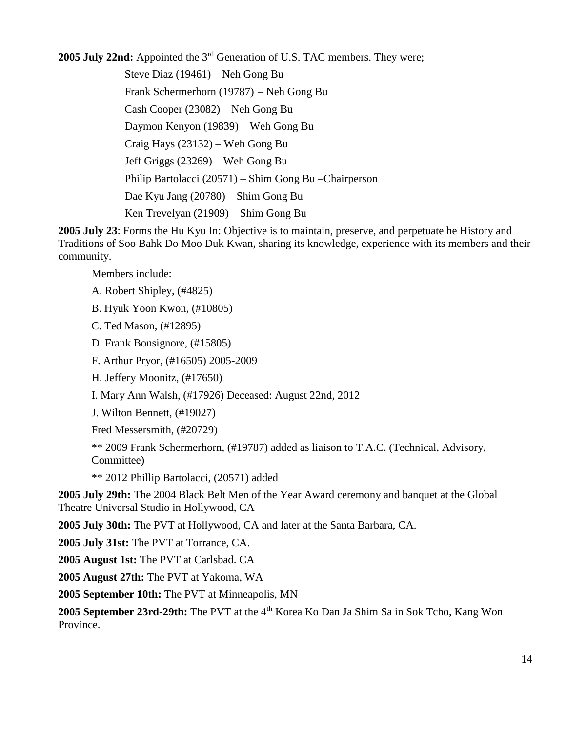**2005 July 22nd:** Appointed the 3rd Generation of U.S. TAC members. They were;

Steve Diaz (19461) – Neh Gong Bu

Frank Schermerhorn (19787) – Neh Gong Bu

Cash Cooper (23082) – Neh Gong Bu

Daymon Kenyon (19839) – Weh Gong Bu

Craig Hays (23132) – Weh Gong Bu

Jeff Griggs (23269) – Weh Gong Bu

Philip Bartolacci (20571) – Shim Gong Bu –Chairperson

Dae Kyu Jang (20780) – Shim Gong Bu

Ken Trevelyan (21909) – Shim Gong Bu

**2005 July 23**: Forms the Hu Kyu In: Objective is to maintain, preserve, and perpetuate he History and Traditions of Soo Bahk Do Moo Duk Kwan, sharing its knowledge, experience with its members and their community.

Members include:

A. Robert Shipley, (#4825)

B. Hyuk Yoon Kwon, (#10805)

C. Ted Mason, (#12895)

D. Frank Bonsignore, (#15805)

F. Arthur Pryor, (#16505) 2005-2009

H. Jeffery Moonitz, (#17650)

I. Mary Ann Walsh, (#17926) Deceased: August 22nd, 2012

J. Wilton Bennett, (#19027)

Fred Messersmith, (#20729)

** 2009 Frank Schermerhorn, (#19787) added as liaison to T.A.C. (Technical, Advisory, Committee)

** 2012 Phillip Bartolacci, (20571) added

**2005 July 29th:** The 2004 Black Belt Men of the Year Award ceremony and banquet at the Global Theatre Universal Studio in Hollywood, CA

**2005 July 30th:** The PVT at Hollywood, CA and later at the Santa Barbara, CA.

**2005 July 31st:** The PVT at Torrance, CA.

**2005 August 1st:** The PVT at Carlsbad. CA

**2005 August 27th:** The PVT at Yakoma, WA

**2005 September 10th:** The PVT at Minneapolis, MN

**2005 September 23rd-29th:** The PVT at the 4th Korea Ko Dan Ja Shim Sa in Sok Tcho, Kang Won Province.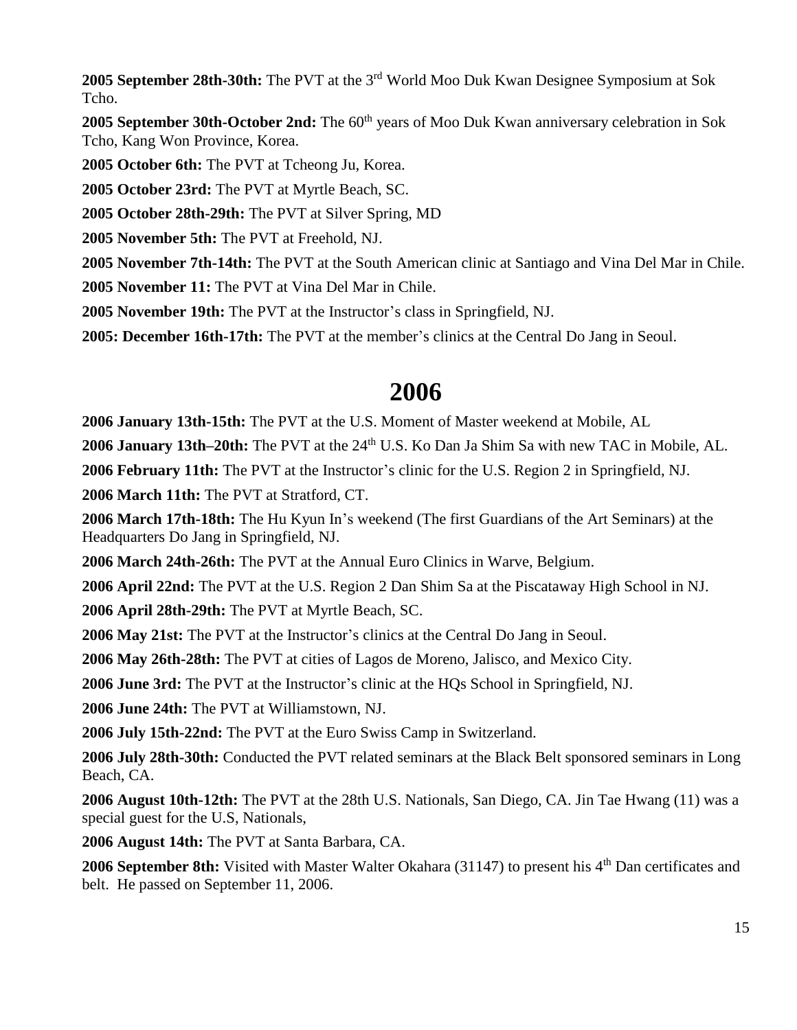**2005 September 28th-30th:** The PVT at the 3rd World Moo Duk Kwan Designee Symposium at Sok Tcho.

**2005 September 30th-October 2nd:** The 60th years of Moo Duk Kwan anniversary celebration in Sok Tcho, Kang Won Province, Korea.

**2005 October 6th:** The PVT at Tcheong Ju, Korea.

**2005 October 23rd:** The PVT at Myrtle Beach, SC.

**2005 October 28th-29th:** The PVT at Silver Spring, MD

**2005 November 5th:** The PVT at Freehold, NJ.

**2005 November 7th-14th:** The PVT at the South American clinic at Santiago and Vina Del Mar in Chile.

**2005 November 11:** The PVT at Vina Del Mar in Chile.

**2005 November 19th:** The PVT at the Instructor's class in Springfield, NJ.

**2005: December 16th-17th:** The PVT at the member's clinics at the Central Do Jang in Seoul.

# 2006

**2006 January 13th-15th:** The PVT at the U.S. Moment of Master weekend at Mobile, AL

**2006 January 13th–20th:** The PVT at the 24th U.S. Ko Dan Ja Shim Sa with new TAC in Mobile, AL.

**2006 February 11th:** The PVT at the Instructor's clinic for the U.S. Region 2 in Springfield, NJ.

**2006 March 11th:** The PVT at Stratford, CT.

**2006 March 17th-18th:** The Hu Kyun In's weekend (The first Guardians of the Art Seminars) at the Headquarters Do Jang in Springfield, NJ.

**2006 March 24th-26th:** The PVT at the Annual Euro Clinics in Warve, Belgium.

**2006 April 22nd:** The PVT at the U.S. Region 2 Dan Shim Sa at the Piscataway High School in NJ.

**2006 April 28th-29th:** The PVT at Myrtle Beach, SC.

**2006 May 21st:** The PVT at the Instructor's clinics at the Central Do Jang in Seoul.

**2006 May 26th-28th:** The PVT at cities of Lagos de Moreno, Jalisco, and Mexico City.

**2006 June 3rd:** The PVT at the Instructor's clinic at the HQs School in Springfield, NJ.

**2006 June 24th:** The PVT at Williamstown, NJ.

**2006 July 15th-22nd:** The PVT at the Euro Swiss Camp in Switzerland.

**2006 July 28th-30th:** Conducted the PVT related seminars at the Black Belt sponsored seminars in Long Beach, CA.

**2006 August 10th-12th:** The PVT at the 28th U.S. Nationals, San Diego, CA. Jin Tae Hwang (11) was a special guest for the U.S, Nationals,

**2006 August 14th:** The PVT at Santa Barbara, CA.

**2006 September 8th:** Visited with Master Walter Okahara (31147) to present his 4th Dan certificates and belt. He passed on September 11, 2006.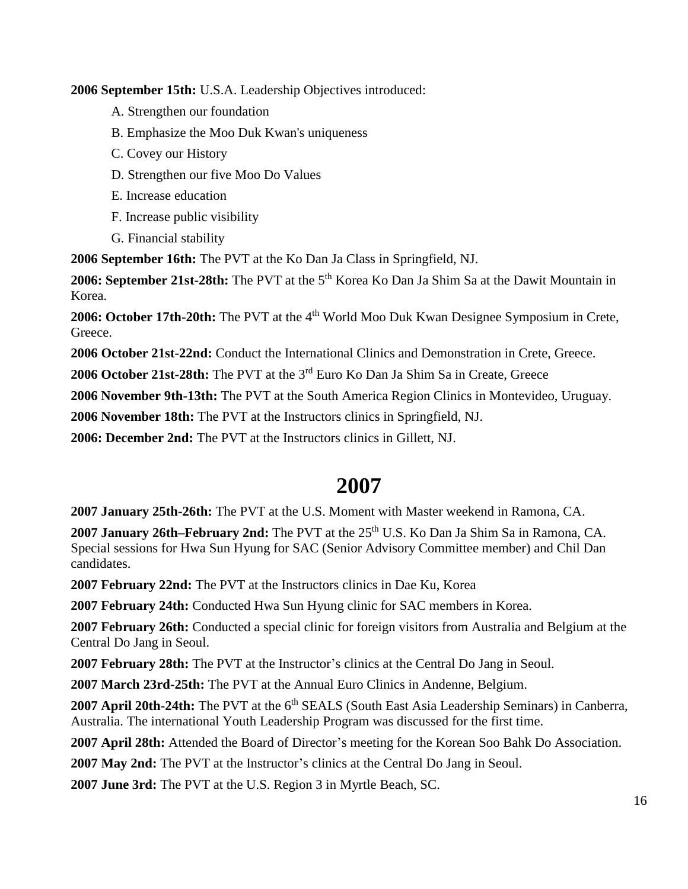**2006 September 15th:** U.S.A. Leadership Objectives introduced:

A. Strengthen our foundation

B. Emphasize the Moo Duk Kwan's uniqueness

C. Covey our History

D. Strengthen our five Moo Do Values

E. Increase education

F. Increase public visibility

G. Financial stability

**2006 September 16th:** The PVT at the Ko Dan Ja Class in Springfield, NJ.

**2006: September 21st-28th:** The PVT at the 5th Korea Ko Dan Ja Shim Sa at the Dawit Mountain in Korea.

**2006: October 17th-20th:** The PVT at the 4th World Moo Duk Kwan Designee Symposium in Crete, Greece.

**2006 October 21st-22nd:** Conduct the International Clinics and Demonstration in Crete, Greece.

**2006 October 21st-28th:** The PVT at the 3rd Euro Ko Dan Ja Shim Sa in Create, Greece

**2006 November 9th-13th:** The PVT at the South America Region Clinics in Montevideo, Uruguay.

**2006 November 18th:** The PVT at the Instructors clinics in Springfield, NJ.

**2006: December 2nd:** The PVT at the Instructors clinics in Gillett, NJ.

# 2007

**2007 January 25th-26th:** The PVT at the U.S. Moment with Master weekend in Ramona, CA.

**2007 January 26th–February 2nd:** The PVT at the 25th U.S. Ko Dan Ja Shim Sa in Ramona, CA. Special sessions for Hwa Sun Hyung for SAC (Senior Advisory Committee member) and Chil Dan candidates.

**2007 February 22nd:** The PVT at the Instructors clinics in Dae Ku, Korea

**2007 February 24th:** Conducted Hwa Sun Hyung clinic for SAC members in Korea.

**2007 February 26th:** Conducted a special clinic for foreign visitors from Australia and Belgium at the Central Do Jang in Seoul.

**2007 February 28th:** The PVT at the Instructor's clinics at the Central Do Jang in Seoul.

**2007 March 23rd-25th:** The PVT at the Annual Euro Clinics in Andenne, Belgium.

**2007 April 20th-24th:** The PVT at the 6th SEALS (South East Asia Leadership Seminars) in Canberra, Australia. The international Youth Leadership Program was discussed for the first time.

**2007 April 28th:** Attended the Board of Director's meeting for the Korean Soo Bahk Do Association.

**2007 May 2nd:** The PVT at the Instructor's clinics at the Central Do Jang in Seoul.

**2007 June 3rd:** The PVT at the U.S. Region 3 in Myrtle Beach, SC.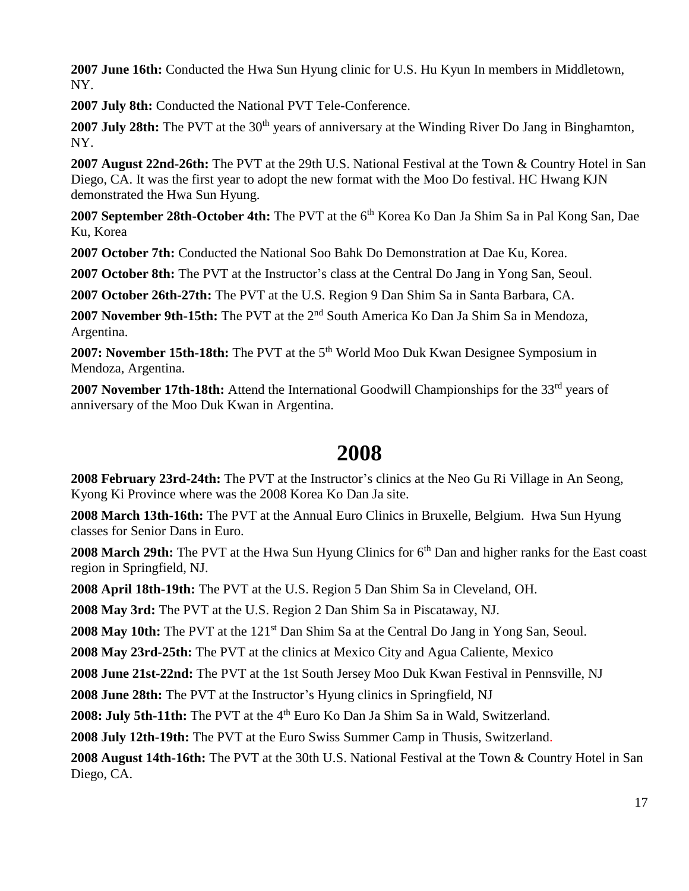**2007 June 16th:** Conducted the Hwa Sun Hyung clinic for U.S. Hu Kyun In members in Middletown, NY.

**2007 July 8th:** Conducted the National PVT Tele-Conference.

**2007 July 28th:** The PVT at the 30th years of anniversary at the Winding River Do Jang in Binghamton, NY.

**2007 August 22nd-26th:** The PVT at the 29th U.S. National Festival at the Town & Country Hotel in San Diego, CA. It was the first year to adopt the new format with the Moo Do festival. HC Hwang KJN demonstrated the Hwa Sun Hyung.

**2007 September 28th-October 4th:** The PVT at the 6th Korea Ko Dan Ja Shim Sa in Pal Kong San, Dae Ku, Korea

**2007 October 7th:** Conducted the National Soo Bahk Do Demonstration at Dae Ku, Korea.

**2007 October 8th:** The PVT at the Instructor's class at the Central Do Jang in Yong San, Seoul.

**2007 October 26th-27th:** The PVT at the U.S. Region 9 Dan Shim Sa in Santa Barbara, CA.

**2007 November 9th-15th:** The PVT at the 2nd South America Ko Dan Ja Shim Sa in Mendoza, Argentina.

**2007: November 15th-18th:** The PVT at the 5th World Moo Duk Kwan Designee Symposium in Mendoza, Argentina.

**2007 November 17th-18th:** Attend the International Goodwill Championships for the 33rd years of anniversary of the Moo Duk Kwan in Argentina.

# 2008

**2008 February 23rd-24th:** The PVT at the Instructor's clinics at the Neo Gu Ri Village in An Seong, Kyong Ki Province where was the 2008 Korea Ko Dan Ja site.

**2008 March 13th-16th:** The PVT at the Annual Euro Clinics in Bruxelle, Belgium. Hwa Sun Hyung classes for Senior Dans in Euro.

**2008 March 29th:** The PVT at the Hwa Sun Hyung Clinics for 6th Dan and higher ranks for the East coast region in Springfield, NJ.

**2008 April 18th-19th:** The PVT at the U.S. Region 5 Dan Shim Sa in Cleveland, OH.

**2008 May 3rd:** The PVT at the U.S. Region 2 Dan Shim Sa in Piscataway, NJ.

**2008 May 10th:** The PVT at the 121st Dan Shim Sa at the Central Do Jang in Yong San, Seoul.

**2008 May 23rd-25th:** The PVT at the clinics at Mexico City and Agua Caliente, Mexico

**2008 June 21st-22nd:** The PVT at the 1st South Jersey Moo Duk Kwan Festival in Pennsville, NJ

**2008 June 28th:** The PVT at the Instructor's Hyung clinics in Springfield, NJ

**2008: July 5th-11th:** The PVT at the 4th Euro Ko Dan Ja Shim Sa in Wald, Switzerland.

**2008 July 12th-19th:** The PVT at the Euro Swiss Summer Camp in Thusis, Switzerland.

**2008 August 14th-16th:** The PVT at the 30th U.S. National Festival at the Town & Country Hotel in San Diego, CA.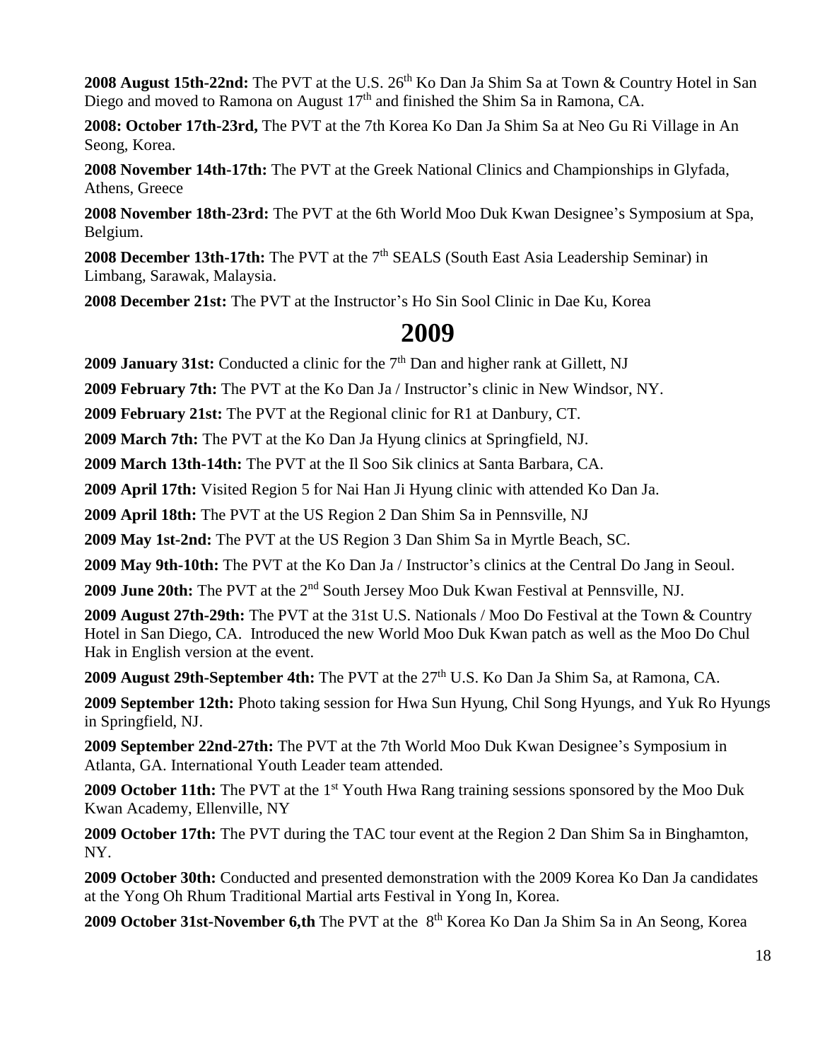**2008 August 15th-22nd:** The PVT at the U.S. 26th Ko Dan Ja Shim Sa at Town & Country Hotel in San Diego and moved to Ramona on August 17th and finished the Shim Sa in Ramona, CA.

**2008: October 17th-23rd,** The PVT at the 7th Korea Ko Dan Ja Shim Sa at Neo Gu Ri Village in An Seong, Korea.

**2008 November 14th-17th:** The PVT at the Greek National Clinics and Championships in Glyfada, Athens, Greece

**2008 November 18th-23rd:** The PVT at the 6th World Moo Duk Kwan Designee's Symposium at Spa, Belgium.

**2008 December 13th-17th:** The PVT at the 7th SEALS (South East Asia Leadership Seminar) in Limbang, Sarawak, Malaysia.

**2008 December 21st:** The PVT at the Instructor's Ho Sin Sool Clinic in Dae Ku, Korea

# 2009

**2009 January 31st:** Conducted a clinic for the 7th Dan and higher rank at Gillett, NJ

**2009 February 7th:** The PVT at the Ko Dan Ja / Instructor's clinic in New Windsor, NY.

**2009 February 21st:** The PVT at the Regional clinic for R1 at Danbury, CT.

**2009 March 7th:** The PVT at the Ko Dan Ja Hyung clinics at Springfield, NJ.

**2009 March 13th-14th:** The PVT at the Il Soo Sik clinics at Santa Barbara, CA.

**2009 April 17th:** Visited Region 5 for Nai Han Ji Hyung clinic with attended Ko Dan Ja.

**2009 April 18th:** The PVT at the US Region 2 Dan Shim Sa in Pennsville, NJ

**2009 May 1st-2nd:** The PVT at the US Region 3 Dan Shim Sa in Myrtle Beach, SC.

**2009 May 9th-10th:** The PVT at the Ko Dan Ja / Instructor's clinics at the Central Do Jang in Seoul.

**2009 June 20th:** The PVT at the 2nd South Jersey Moo Duk Kwan Festival at Pennsville, NJ.

**2009 August 27th-29th:** The PVT at the 31st U.S. Nationals / Moo Do Festival at the Town & Country Hotel in San Diego, CA. Introduced the new World Moo Duk Kwan patch as well as the Moo Do Chul Hak in English version at the event.

**2009 August 29th-September 4th:** The PVT at the 27th U.S. Ko Dan Ja Shim Sa, at Ramona, CA.

**2009 September 12th:** Photo taking session for Hwa Sun Hyung, Chil Song Hyungs, and Yuk Ro Hyungs in Springfield, NJ.

**2009 September 22nd-27th:** The PVT at the 7th World Moo Duk Kwan Designee's Symposium in Atlanta, GA. International Youth Leader team attended.

**2009 October 11th:** The PVT at the 1st Youth Hwa Rang training sessions sponsored by the Moo Duk Kwan Academy, Ellenville, NY

**2009 October 17th:** The PVT during the TAC tour event at the Region 2 Dan Shim Sa in Binghamton, NY.

**2009 October 30th:** Conducted and presented demonstration with the 2009 Korea Ko Dan Ja candidates at the Yong Oh Rhum Traditional Martial arts Festival in Yong In, Korea.

**2009 October 31st-November 6,th** The PVT at the 8th Korea Ko Dan Ja Shim Sa in An Seong, Korea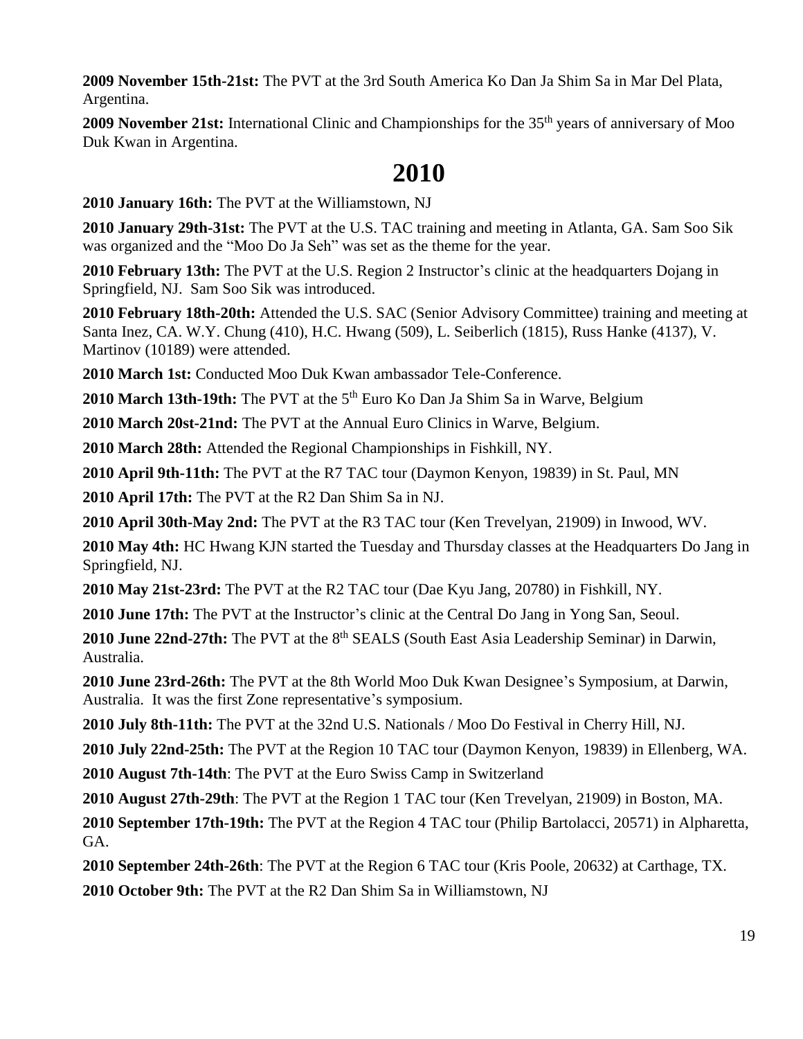**2009 November 15th-21st:** The PVT at the 3rd South America Ko Dan Ja Shim Sa in Mar Del Plata, Argentina.

**2009 November 21st:** International Clinic and Championships for the 35th years of anniversary of Moo Duk Kwan in Argentina.

# 2010

**2010 January 16th:** The PVT at the Williamstown, NJ

**2010 January 29th-31st:** The PVT at the U.S. TAC training and meeting in Atlanta, GA. Sam Soo Sik was organized and the "Moo Do Ja Seh" was set as the theme for the year.

**2010 February 13th:** The PVT at the U.S. Region 2 Instructor's clinic at the headquarters Dojang in Springfield, NJ. Sam Soo Sik was introduced.

**2010 February 18th-20th:** Attended the U.S. SAC (Senior Advisory Committee) training and meeting at Santa Inez, CA. W.Y. Chung (410), H.C. Hwang (509), L. Seiberlich (1815), Russ Hanke (4137), V. Martinov (10189) were attended.

**2010 March 1st:** Conducted Moo Duk Kwan ambassador Tele-Conference.

**2010 March 13th-19th:** The PVT at the 5th Euro Ko Dan Ja Shim Sa in Warve, Belgium

**2010 March 20st-21nd:** The PVT at the Annual Euro Clinics in Warve, Belgium.

**2010 March 28th:** Attended the Regional Championships in Fishkill, NY.

**2010 April 9th-11th:** The PVT at the R7 TAC tour (Daymon Kenyon, 19839) in St. Paul, MN

**2010 April 17th:** The PVT at the R2 Dan Shim Sa in NJ.

**2010 April 30th-May 2nd:** The PVT at the R3 TAC tour (Ken Trevelyan, 21909) in Inwood, WV.

**2010 May 4th:** HC Hwang KJN started the Tuesday and Thursday classes at the Headquarters Do Jang in Springfield, NJ.

**2010 May 21st-23rd:** The PVT at the R2 TAC tour (Dae Kyu Jang, 20780) in Fishkill, NY.

**2010 June 17th:** The PVT at the Instructor's clinic at the Central Do Jang in Yong San, Seoul.

**2010 June 22nd-27th:** The PVT at the 8th SEALS (South East Asia Leadership Seminar) in Darwin, Australia.

**2010 June 23rd-26th:** The PVT at the 8th World Moo Duk Kwan Designee's Symposium, at Darwin, Australia. It was the first Zone representative's symposium.

**2010 July 8th-11th:** The PVT at the 32nd U.S. Nationals / Moo Do Festival in Cherry Hill, NJ.

**2010 July 22nd-25th:** The PVT at the Region 10 TAC tour (Daymon Kenyon, 19839) in Ellenberg, WA.

**2010 August 7th-14th**: The PVT at the Euro Swiss Camp in Switzerland

**2010 August 27th-29th**: The PVT at the Region 1 TAC tour (Ken Trevelyan, 21909) in Boston, MA.

**2010 September 17th-19th:** The PVT at the Region 4 TAC tour (Philip Bartolacci, 20571) in Alpharetta, GA.

**2010 September 24th-26th**: The PVT at the Region 6 TAC tour (Kris Poole, 20632) at Carthage, TX.

**2010 October 9th:** The PVT at the R2 Dan Shim Sa in Williamstown, NJ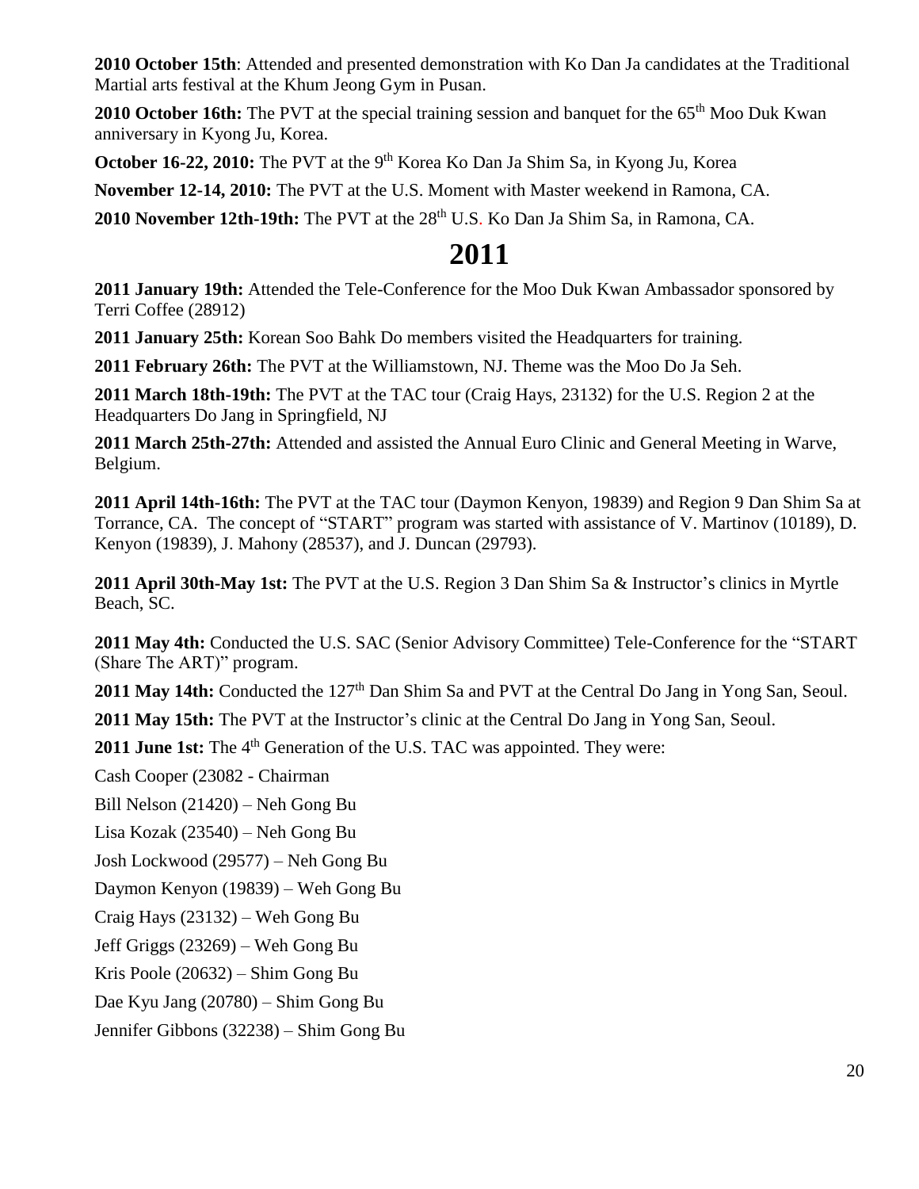**2010 October 15th**: Attended and presented demonstration with Ko Dan Ja candidates at the Traditional Martial arts festival at the Khum Jeong Gym in Pusan.

**2010 October 16th:** The PVT at the special training session and banquet for the 65th Moo Duk Kwan anniversary in Kyong Ju, Korea.

**October 16-22, 2010:** The PVT at the 9th Korea Ko Dan Ja Shim Sa, in Kyong Ju, Korea

**November 12-14, 2010:** The PVT at the U.S. Moment with Master weekend in Ramona, CA.

**2010 November 12th-19th:** The PVT at the 28th U.S. Ko Dan Ja Shim Sa, in Ramona, CA.

# 2011

**2011 January 19th:** Attended the Tele-Conference for the Moo Duk Kwan Ambassador sponsored by Terri Coffee (28912)

**2011 January 25th:** Korean Soo Bahk Do members visited the Headquarters for training.

**2011 February 26th:** The PVT at the Williamstown, NJ. Theme was the Moo Do Ja Seh.

**2011 March 18th-19th:** The PVT at the TAC tour (Craig Hays, 23132) for the U.S. Region 2 at the Headquarters Do Jang in Springfield, NJ

**2011 March 25th-27th:** Attended and assisted the Annual Euro Clinic and General Meeting in Warve, Belgium.

**2011 April 14th-16th:** The PVT at the TAC tour (Daymon Kenyon, 19839) and Region 9 Dan Shim Sa at Torrance, CA. The concept of "START" program was started with assistance of V. Martinov (10189), D. Kenyon (19839), J. Mahony (28537), and J. Duncan (29793).

**2011 April 30th-May 1st:** The PVT at the U.S. Region 3 Dan Shim Sa & Instructor's clinics in Myrtle Beach, SC.

**2011 May 4th:** Conducted the U.S. SAC (Senior Advisory Committee) Tele-Conference for the "START (Share The ART)" program.

**2011 May 14th:** Conducted the 127th Dan Shim Sa and PVT at the Central Do Jang in Yong San, Seoul.

**2011 May 15th:** The PVT at the Instructor's clinic at the Central Do Jang in Yong San, Seoul.

**2011 June 1st:** The 4th Generation of the U.S. TAC was appointed. They were:

Cash Cooper (23082 - Chairman

Bill Nelson (21420) – Neh Gong Bu

Lisa Kozak (23540) – Neh Gong Bu

Josh Lockwood (29577) – Neh Gong Bu

Daymon Kenyon (19839) – Weh Gong Bu

Craig Hays (23132) – Weh Gong Bu

Jeff Griggs (23269) – Weh Gong Bu

Kris Poole (20632) – Shim Gong Bu

Dae Kyu Jang (20780) – Shim Gong Bu

Jennifer Gibbons (32238) – Shim Gong Bu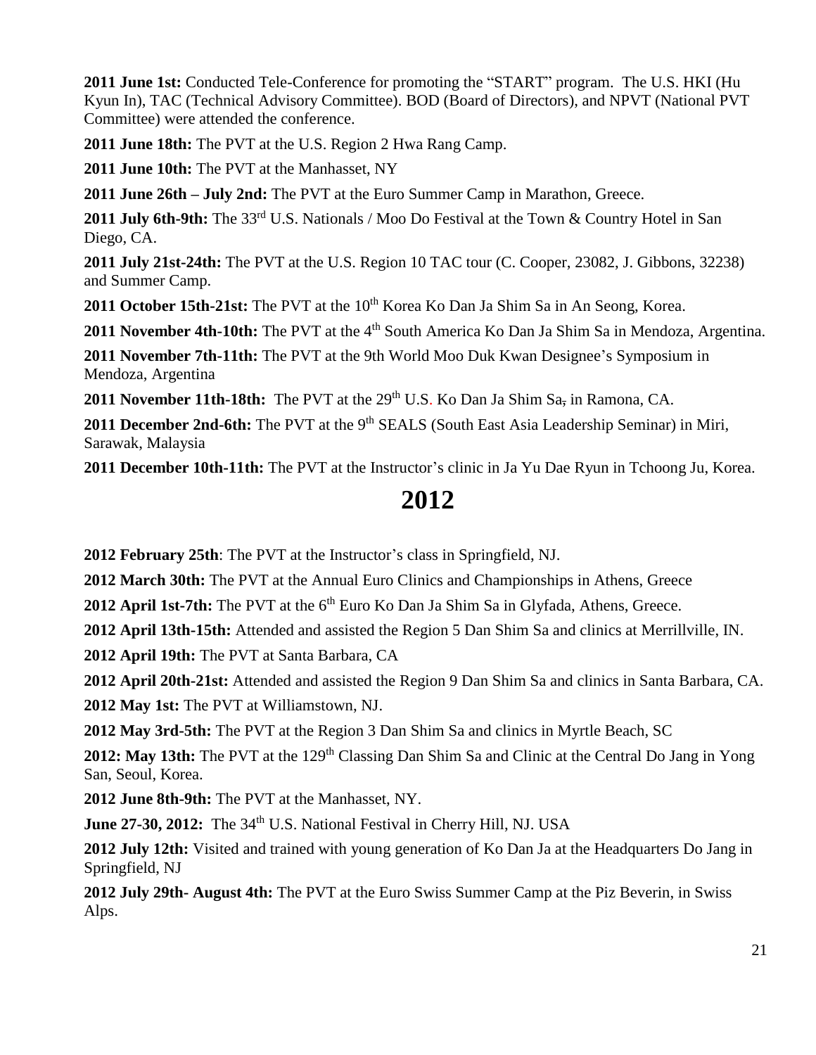**2011 June 1st:** Conducted Tele-Conference for promoting the "START" program. The U.S. HKI (Hu Kyun In), TAC (Technical Advisory Committee). BOD (Board of Directors), and NPVT (National PVT Committee) were attended the conference.

**2011 June 18th:** The PVT at the U.S. Region 2 Hwa Rang Camp.

**2011 June 10th:** The PVT at the Manhasset, NY

**2011 June 26th – July 2nd:** The PVT at the Euro Summer Camp in Marathon, Greece.

**2011 July 6th-9th:** The 33rd U.S. Nationals / Moo Do Festival at the Town & Country Hotel in San Diego, CA.

**2011 July 21st-24th:** The PVT at the U.S. Region 10 TAC tour (C. Cooper, 23082, J. Gibbons, 32238) and Summer Camp.

**2011 October 15th-21st:** The PVT at the 10th Korea Ko Dan Ja Shim Sa in An Seong, Korea.

**2011 November 4th-10th:** The PVT at the 4th South America Ko Dan Ja Shim Sa in Mendoza, Argentina.

**2011 November 7th-11th:** The PVT at the 9th World Moo Duk Kwan Designee's Symposium in Mendoza, Argentina

**2011 November 11th-18th:** The PVT at the 29th U.S. Ko Dan Ja Shim Sa, in Ramona, CA.

**2011 December 2nd-6th:** The PVT at the 9th SEALS (South East Asia Leadership Seminar) in Miri, Sarawak, Malaysia

**2011 December 10th-11th:** The PVT at the Instructor's clinic in Ja Yu Dae Ryun in Tchoong Ju, Korea.

# 2012

**2012 February 25th**: The PVT at the Instructor's class in Springfield, NJ.

**2012 March 30th:** The PVT at the Annual Euro Clinics and Championships in Athens, Greece

**2012 April 1st-7th:** The PVT at the 6th Euro Ko Dan Ja Shim Sa in Glyfada, Athens, Greece.

**2012 April 13th-15th:** Attended and assisted the Region 5 Dan Shim Sa and clinics at Merrillville, IN.

**2012 April 19th:** The PVT at Santa Barbara, CA

**2012 April 20th-21st:** Attended and assisted the Region 9 Dan Shim Sa and clinics in Santa Barbara, CA.

**2012 May 1st:** The PVT at Williamstown, NJ.

**2012 May 3rd-5th:** The PVT at the Region 3 Dan Shim Sa and clinics in Myrtle Beach, SC

**2012: May 13th:** The PVT at the 129th Classing Dan Shim Sa and Clinic at the Central Do Jang in Yong San, Seoul, Korea.

**2012 June 8th-9th:** The PVT at the Manhasset, NY.

**June 27-30, 2012:** The 34th U.S. National Festival in Cherry Hill, NJ. USA

**2012 July 12th:** Visited and trained with young generation of Ko Dan Ja at the Headquarters Do Jang in Springfield, NJ

**2012 July 29th- August 4th:** The PVT at the Euro Swiss Summer Camp at the Piz Beverin, in Swiss Alps.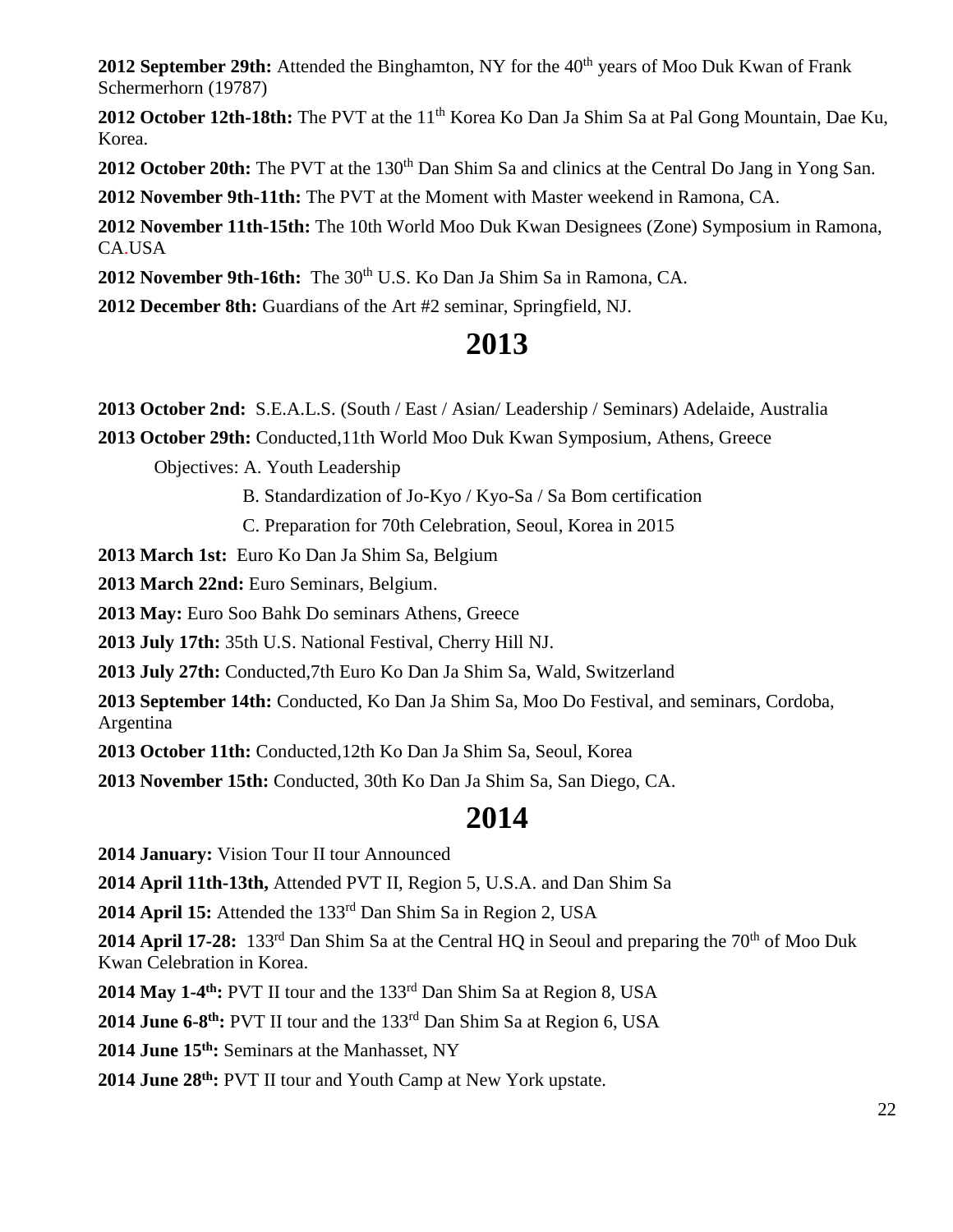**2012 September 29th:** Attended the Binghamton, NY for the 40th years of Moo Duk Kwan of Frank Schermerhorn (19787)

**2012 October 12th-18th:** The PVT at the 11th Korea Ko Dan Ja Shim Sa at Pal Gong Mountain, Dae Ku, Korea.

**2012 October 20th:** The PVT at the 130th Dan Shim Sa and clinics at the Central Do Jang in Yong San.

**2012 November 9th-11th:** The PVT at the Moment with Master weekend in Ramona, CA.

**2012 November 11th-15th:** The 10th World Moo Duk Kwan Designees (Zone) Symposium in Ramona, CA.USA

**2012 November 9th-16th:** The 30th U.S. Ko Dan Ja Shim Sa in Ramona, CA.

**2012 December 8th:** Guardians of the Art #2 seminar, Springfield, NJ.

# 2013

**2013 October 2nd:** S.E.A.L.S. (South / East / Asian/ Leadership / Seminars) Adelaide, Australia

**2013 October 29th:** Conducted,11th World Moo Duk Kwan Symposium, Athens, Greece

Objectives: A. Youth Leadership

B. Standardization of Jo-Kyo / Kyo-Sa / Sa Bom certification

C. Preparation for 70th Celebration, Seoul, Korea in 2015

**2013 March 1st:** Euro Ko Dan Ja Shim Sa, Belgium

**2013 March 22nd:** Euro Seminars, Belgium.

**2013 May:** Euro Soo Bahk Do seminars Athens, Greece

**2013 July 17th:** 35th U.S. National Festival, Cherry Hill NJ.

**2013 July 27th:** Conducted,7th Euro Ko Dan Ja Shim Sa, Wald, Switzerland

**2013 September 14th:** Conducted, Ko Dan Ja Shim Sa, Moo Do Festival, and seminars, Cordoba, Argentina

**2013 October 11th:** Conducted,12th Ko Dan Ja Shim Sa, Seoul, Korea

**2013 November 15th:** Conducted, 30th Ko Dan Ja Shim Sa, San Diego, CA.

# 2014

**2014 January:** Vision Tour II tour Announced

**2014 April 11th-13th,** Attended PVT II, Region 5, U.S.A. and Dan Shim Sa

**2014 April 15:** Attended the 133rd Dan Shim Sa in Region 2, USA

**2014 April 17-28:** 133rd Dan Shim Sa at the Central HQ in Seoul and preparing the 70th of Moo Duk Kwan Celebration in Korea.

**2014 May 1-4th:** PVT II tour and the 133rd Dan Shim Sa at Region 8, USA

**2014 June 6-8th:** PVT II tour and the 133rd Dan Shim Sa at Region 6, USA

**2014 June 15th:** Seminars at the Manhasset, NY

**2014 June 28th:** PVT II tour and Youth Camp at New York upstate.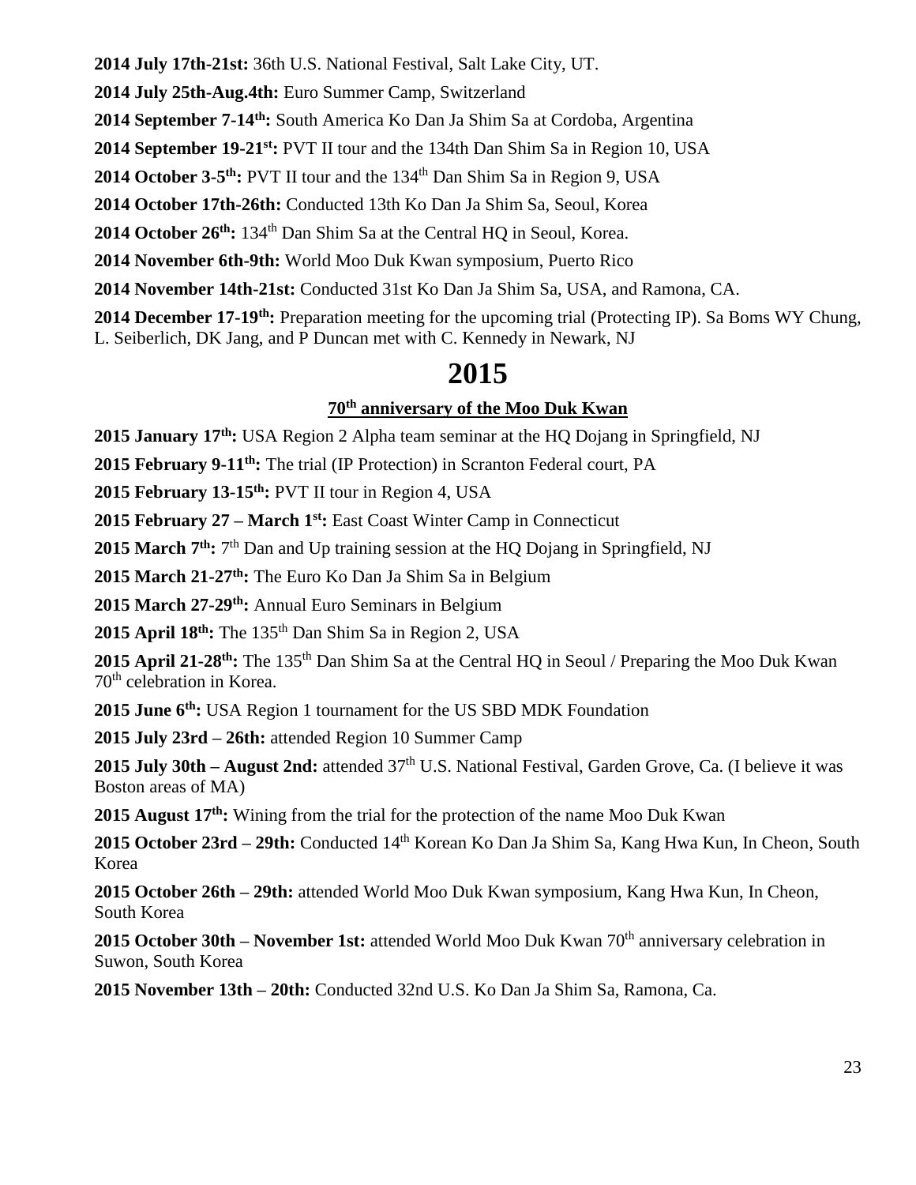**2014 July 17th-21st:** 36th U.S. National Festival, Salt Lake City, UT.

**2014 July 25th-Aug.4th:** Euro Summer Camp, Switzerland

**2014 September 7-14th:** South America Ko Dan Ja Shim Sa at Cordoba, Argentina

**2014 September 19-21st:** PVT II tour and the 134th Dan Shim Sa in Region 10, USA

**2014 October 3-5th:** PVT II tour and the 134th Dan Shim Sa in Region 9, USA

**2014 October 17th-26th:** Conducted 13th Ko Dan Ja Shim Sa, Seoul, Korea

**2014 October 26th:** 134th Dan Shim Sa at the Central HQ in Seoul, Korea.

**2014 November 6th-9th:** World Moo Duk Kwan symposium, Puerto Rico

**2014 November 14th-21st:** Conducted 31st Ko Dan Ja Shim Sa, USA, and Ramona, CA.

**2014 December 17-19th:** Preparation meeting for the upcoming trial (Protecting IP). Sa Boms WY Chung, L. Seiberlich, DK Jang, and P Duncan met with C. Kennedy in Newark, NJ

# 2015

**70th anniversary of the Moo Duk Kwan**

**2015 January 17th:** USA Region 2 Alpha team seminar at the HQ Dojang in Springfield, NJ

**2015 February 9-11th:** The trial (IP Protection) in Scranton Federal court, PA

**2015 February 13-15th:** PVT II tour in Region 4, USA

**2015 February 27 – March 1st:** East Coast Winter Camp in Connecticut

**2015 March 7th:** 7th Dan and Up training session at the HQ Dojang in Springfield, NJ

**2015 March 21-27th:** The Euro Ko Dan Ja Shim Sa in Belgium

**2015 March 27-29th:** Annual Euro Seminars in Belgium

**2015 April 18th:** The 135th Dan Shim Sa in Region 2, USA

**2015 April 21-28th:** The 135th Dan Shim Sa at the Central HQ in Seoul / Preparing the Moo Duk Kwan 70th celebration in Korea.

**2015 June 6th:** USA Region 1 tournament for the US SBD MDK Foundation

**2015 July 23rd – 26th:** attended Region 10 Summer Camp

**2015 July 30th – August 2nd:** attended 37th U.S. National Festival, Garden Grove, Ca. (I believe it was Boston areas of MA)

**2015 August 17th:** Wining from the trial for the protection of the name Moo Duk Kwan

**2015 October 23rd – 29th:** Conducted 14th Korean Ko Dan Ja Shim Sa, Kang Hwa Kun, In Cheon, South Korea

**2015 October 26th – 29th:** attended World Moo Duk Kwan symposium, Kang Hwa Kun, In Cheon, South Korea

**2015 October 30th – November 1st:** attended World Moo Duk Kwan 70th anniversary celebration in Suwon, South Korea

**2015 November 13th – 20th:** Conducted 32nd U.S. Ko Dan Ja Shim Sa, Ramona, Ca.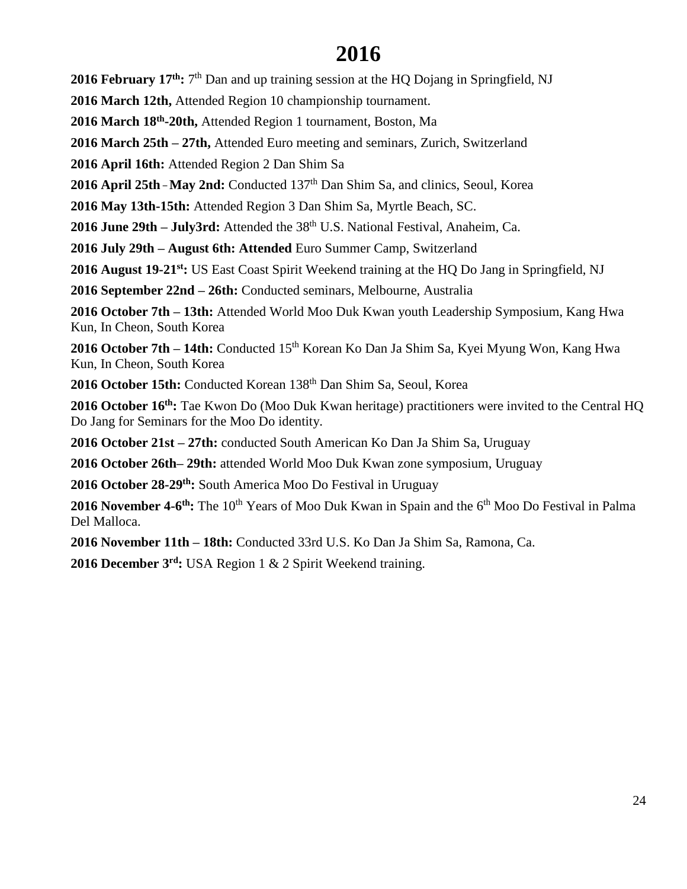# 2016

**2016 February 17th:** 7th Dan and up training session at the HQ Dojang in Springfield, NJ

**2016 March 12th,** Attended Region 10 championship tournament.

**2016 March 18th-20th,** Attended Region 1 tournament, Boston, Ma

**2016 March 25th – 27th,** Attended Euro meeting and seminars, Zurich, Switzerland

**2016 April 16th:** Attended Region 2 Dan Shim Sa

**2016 April 25th - May 2nd:** Conducted 137th Dan Shim Sa, and clinics, Seoul, Korea

**2016 May 13th-15th:** Attended Region 3 Dan Shim Sa, Myrtle Beach, SC.

**2016 June 29th – July3rd:** Attended the 38th U.S. National Festival, Anaheim, Ca.

**2016 July 29th – August 6th: Attended** Euro Summer Camp, Switzerland

**2016 August 19-21st:** US East Coast Spirit Weekend training at the HQ Do Jang in Springfield, NJ

**2016 September 22nd – 26th:** Conducted seminars, Melbourne, Australia

**2016 October 7th – 13th:** Attended World Moo Duk Kwan youth Leadership Symposium, Kang Hwa Kun, In Cheon, South Korea

**2016 October 7th – 14th:** Conducted 15th Korean Ko Dan Ja Shim Sa, Kyei Myung Won, Kang Hwa Kun, In Cheon, South Korea

**2016 October 15th:** Conducted Korean 138th Dan Shim Sa, Seoul, Korea

**2016 October 16th:** Tae Kwon Do (Moo Duk Kwan heritage) practitioners were invited to the Central HQ Do Jang for Seminars for the Moo Do identity.

**2016 October 21st – 27th:** conducted South American Ko Dan Ja Shim Sa, Uruguay

**2016 October 26th– 29th:** attended World Moo Duk Kwan zone symposium, Uruguay

**2016 October 28-29th:** South America Moo Do Festival in Uruguay

**2016 November 4-6th:** The 10th Years of Moo Duk Kwan in Spain and the 6th Moo Do Festival in Palma Del Malloca.

**2016 November 11th – 18th:** Conducted 33rd U.S. Ko Dan Ja Shim Sa, Ramona, Ca.

**2016 December 3rd:** USA Region 1 & 2 Spirit Weekend training.